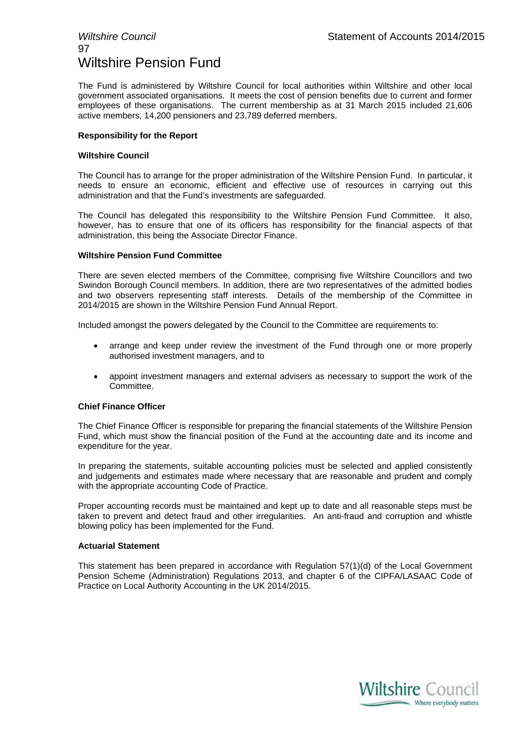# Wiltshire Pension Fund

The Fund is administered by Wiltshire Council for local authorities within Wiltshire and other local government associated organisations. It meets the cost of pension benefits due to current and former employees of these organisations. The current membership as at 31 March 2015 included 21,606 active members, 14,200 pensioners and 23,789 deferred members.

**Responsibility for the Report**

**Wiltshire Council**

The Council has to arrange for the proper administration of the Wiltshire Pension Fund. In particular, it needs to ensure an economic, efficient and effective use of resources in carrying out this administration and that the Fund's investments are safeguarded.

The Council has delegated this responsibility to the Wiltshire Pension Fund Committee. It also, however, has to ensure that one of its officers has responsibility for the financial aspects of that administration, this being the Associate Director Finance.

**Wiltshire Pension Fund Committee**

There are seven elected members of the Committee, comprising five Wiltshire Councillors and two Swindon Borough Council members. In addition, there are two representatives of the admitted bodies and two observers representing staff interests. Details of the membership of the Committee in 2014/2015 are shown in the Wiltshire Pension Fund Annual Report.

Included amongst the powers delegated by the Council to the Committee are requirements to:

- arrange and keep under review the investment of the Fund through one or more properly authorised investment managers, and to
- appoint investment managers and external advisers as necessary to support the work of the Committee.

**Chief Finance Officer**

The Chief Finance Officer is responsible for preparing the financial statements of the Wiltshire Pension Fund, which must show the financial position of the Fund at the accounting date and its income and expenditure for the year.

In preparing the statements, suitable accounting policies must be selected and applied consistently and judgements and estimates made where necessary that are reasonable and prudent and comply with the appropriate accounting Code of Practice.

Proper accounting records must be maintained and kept up to date and all reasonable steps must be taken to prevent and detect fraud and other irregularities. An anti-fraud and corruption and whistle blowing policy has been implemented for the Fund.

**Actuarial Statement**

This statement has been prepared in accordance with Regulation 57(1)(d) of the Local Government Pension Scheme (Administration) Regulations 2013, and chapter 6 of the CIPFA/LASAAC Code of Practice on Local Authority Accounting in the UK 2014/2015.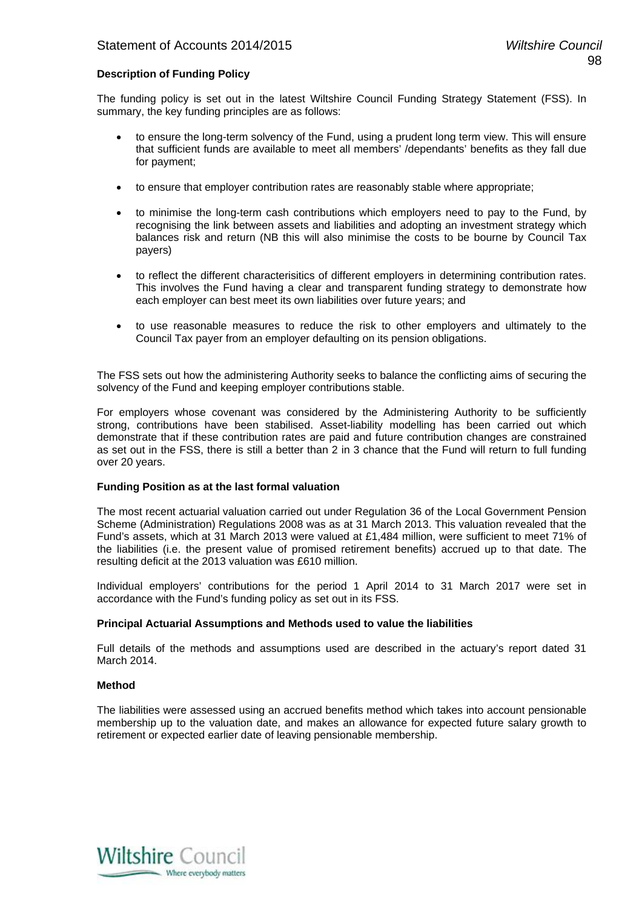**Description of Funding Policy**

The funding policy is set out in the latest Wiltshire Council Funding Strategy Statement (FSS). In summary, the key funding principles are as follows:

- to ensure the long-term solvency of the Fund, using a prudent long term view. This will ensure that sufficient funds are available to meet all members' /dependants' benefits as they fall due for payment;
- to ensure that employer contribution rates are reasonably stable where appropriate;
- to minimise the long-term cash contributions which employers need to pay to the Fund, by recognising the link between assets and liabilities and adopting an investment strategy which balances risk and return (NB this will also minimise the costs to be bourne by Council Tax payers)
- to reflect the different characterisitics of different employers in determining contribution rates. This involves the Fund having a clear and transparent funding strategy to demonstrate how each employer can best meet its own liabilities over future years; and
- to use reasonable measures to reduce the risk to other employers and ultimately to the Council Tax payer from an employer defaulting on its pension obligations.

The FSS sets out how the administering Authority seeks to balance the conflicting aims of securing the solvency of the Fund and keeping employer contributions stable.

For employers whose covenant was considered by the Administering Authority to be sufficiently strong, contributions have been stabilised. Asset-liability modelling has been carried out which demonstrate that if these contribution rates are paid and future contribution changes are constrained as set out in the FSS, there is still a better than 2 in 3 chance that the Fund will return to full funding over 20 years.

**Funding Position as at the last formal valuation**

The most recent actuarial valuation carried out under Regulation 36 of the Local Government Pension Scheme (Administration) Regulations 2008 was as at 31 March 2013. This valuation revealed that the Fund's assets, which at 31 March 2013 were valued at £1,484 million, were sufficient to meet 71% of the liabilities (i.e. the present value of promised retirement benefits) accrued up to that date. The resulting deficit at the 2013 valuation was £610 million.

Individual employers' contributions for the period 1 April 2014 to 31 March 2017 were set in accordance with the Fund's funding policy as set out in its FSS.

**Principal Actuarial Assumptions and Methods used to value the liabilities**

Full details of the methods and assumptions used are described in the actuary's report dated 31 March 2014.

**Method**

The liabilities were assessed using an accrued benefits method which takes into account pensionable membership up to the valuation date, and makes an allowance for expected future salary growth to retirement or expected earlier date of leaving pensionable membership.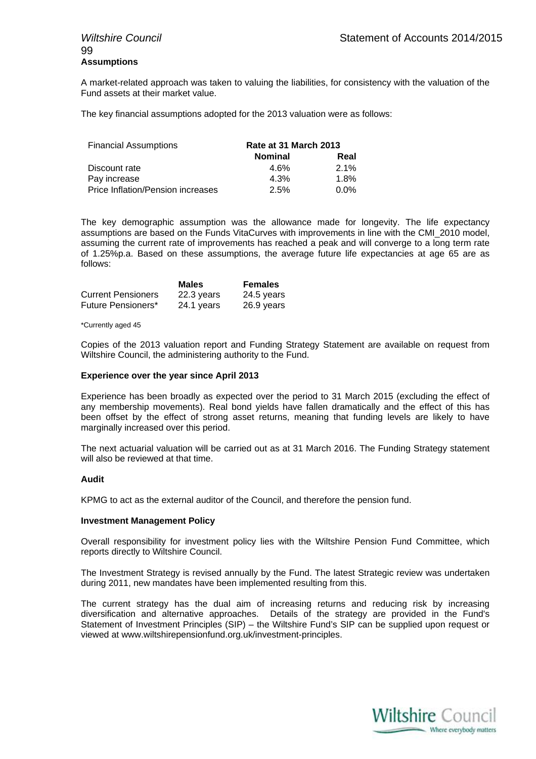**Assumptions**

A market-related approach was taken to valuing the liabilities, for consistency with the valuation of the Fund assets at their market value.

The key financial assumptions adopted for the 2013 valuation were as follows:

| Financial Assumptions | Rate at 31 March 2013 | |
|---|---|---|
| | **Nominal** | **Real** |
| Discount rate | 4.6% | 2.1% |
| Pay increase | 4.3% | 1.8% |
| Price Inflation/Pension increases | 2.5% | 0.0% |

The key demographic assumption was the allowance made for longevity. The life expectancy assumptions are based on the Funds VitaCurves with improvements in line with the CMI_2010 model, assuming the current rate of improvements has reached a peak and will converge to a long term rate of 1.25%p.a. Based on these assumptions, the average future life expectancies at age 65 are as follows:

| | **Males** | **Females** |
|---|---|---|
| Current Pensioners | 22.3 years | 24.5 years |
| Future Pensioners* | 24.1 years | 26.9 years |

*Currently aged 45

Copies of the 2013 valuation report and Funding Strategy Statement are available on request from Wiltshire Council, the administering authority to the Fund.

**Experience over the year since April 2013**

Experience has been broadly as expected over the period to 31 March 2015 (excluding the effect of any membership movements). Real bond yields have fallen dramatically and the effect of this has been offset by the effect of strong asset returns, meaning that funding levels are likely to have marginally increased over this period.

The next actuarial valuation will be carried out as at 31 March 2016. The Funding Strategy statement will also be reviewed at that time.

**Audit**

KPMG to act as the external auditor of the Council, and therefore the pension fund.

**Investment Management Policy**

Overall responsibility for investment policy lies with the Wiltshire Pension Fund Committee, which reports directly to Wiltshire Council.

The Investment Strategy is revised annually by the Fund. The latest Strategic review was undertaken during 2011, new mandates have been implemented resulting from this.

The current strategy has the dual aim of increasing returns and reducing risk by increasing diversification and alternative approaches. Details of the strategy are provided in the Fund's Statement of Investment Principles (SIP) – the Wiltshire Fund's SIP can be supplied upon request or viewed at www.wiltshirepensionfund.org.uk/investment-principles.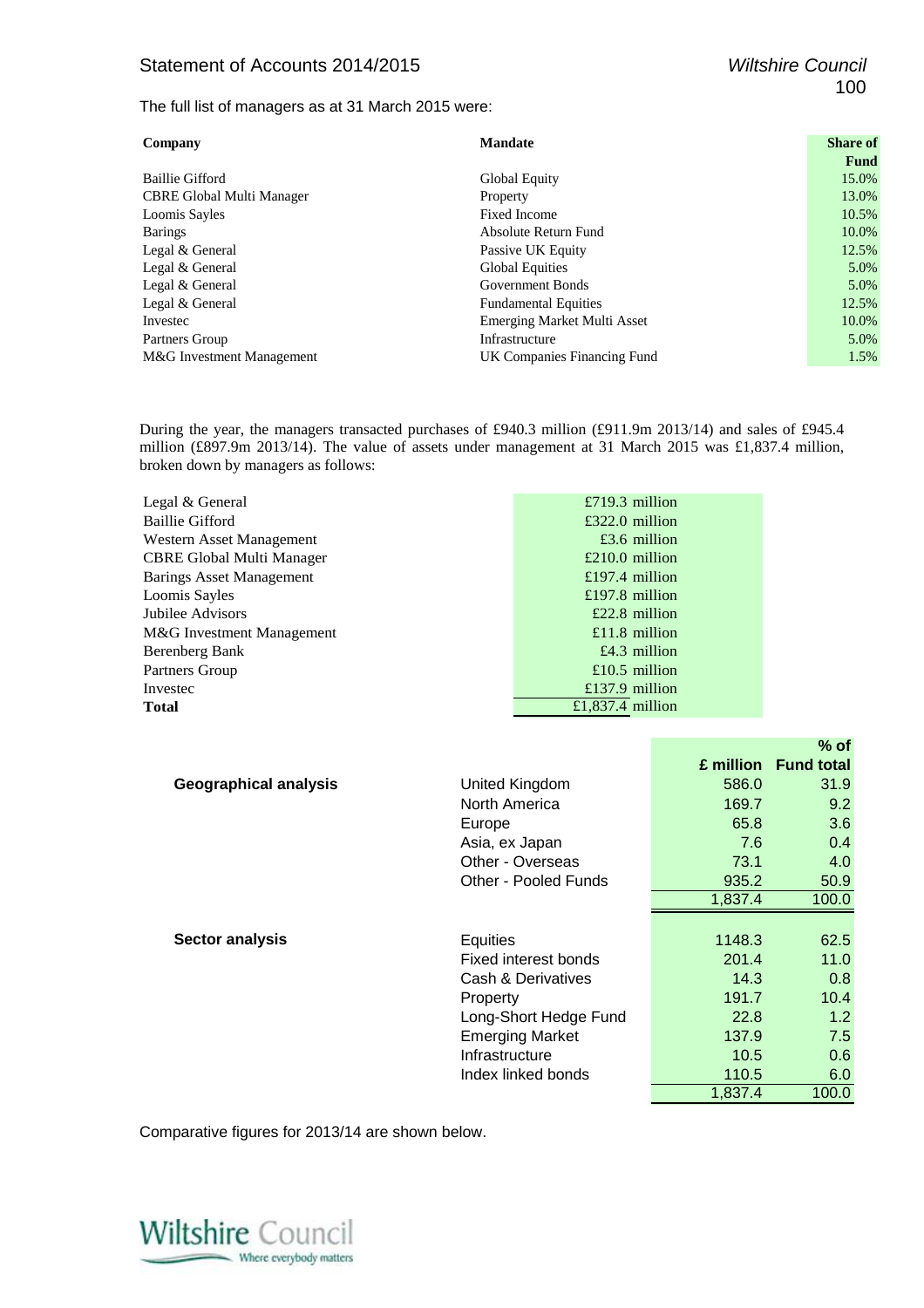The full list of managers as at 31 March 2015 were:

| Company | Mandate | Share of Fund |
|---|---|---|
| Baillie Gifford | Global Equity | 15.0% |
| CBRE Global Multi Manager | Property | 13.0% |
| Loomis Sayles | Fixed Income | 10.5% |
| Barings | Absolute Return Fund | 10.0% |
| Legal & General | Passive UK Equity | 12.5% |
| Legal & General | Global Equities | 5.0% |
| Legal & General | Government Bonds | 5.0% |
| Legal & General | Fundamental Equities | 12.5% |
| Investec | Emerging Market Multi Asset | 10.0% |
| Partners Group | Infrastructure | 5.0% |
| M&G Investment Management | UK Companies Financing Fund | 1.5% |

During the year, the managers transacted purchases of £940.3 million (£911.9m 2013/14) and sales of £945.4 million (£897.9m 2013/14). The value of assets under management at 31 March 2015 was £1,837.4 million, broken down by managers as follows:

| | |
|---|---|
| Legal & General | £719.3 million |
| Baillie Gifford | £322.0 million |
| Western Asset Management | £3.6 million |
| CBRE Global Multi Manager | £210.0 million |
| Barings Asset Management | £197.4 million |
| Loomis Sayles | £197.8 million |
| Jubilee Advisors | £22.8 million |
| M&G Investment Management | £11.8 million |
| Berenberg Bank | £4.3 million |
| Partners Group | £10.5 million |
| Investec | £137.9 million |
| **Total** | £1,837.4 million |

| | | £ million | % of Fund total |
|---|---|---|---|
| **Geographical analysis** | United Kingdom | 586.0 | 31.9 |
| | North America | 169.7 | 9.2 |
| | Europe | 65.8 | 3.6 |
| | Asia, ex Japan | 7.6 | 0.4 |
| | Other - Overseas | 73.1 | 4.0 |
| | Other - Pooled Funds | 935.2 | 50.9 |
| | | 1,837.4 | 100.0 |
| **Sector analysis** | Equities | 1148.3 | 62.5 |
| | Fixed interest bonds | 201.4 | 11.0 |
| | Cash & Derivatives | 14.3 | 0.8 |
| | Property | 191.7 | 10.4 |
| | Long-Short Hedge Fund | 22.8 | 1.2 |
| | Emerging Market | 137.9 | 7.5 |
| | Infrastructure | 10.5 | 0.6 |
| | Index linked bonds | 110.5 | 6.0 |
| | | 1,837.4 | 100.0 |

Comparative figures for 2013/14 are shown below.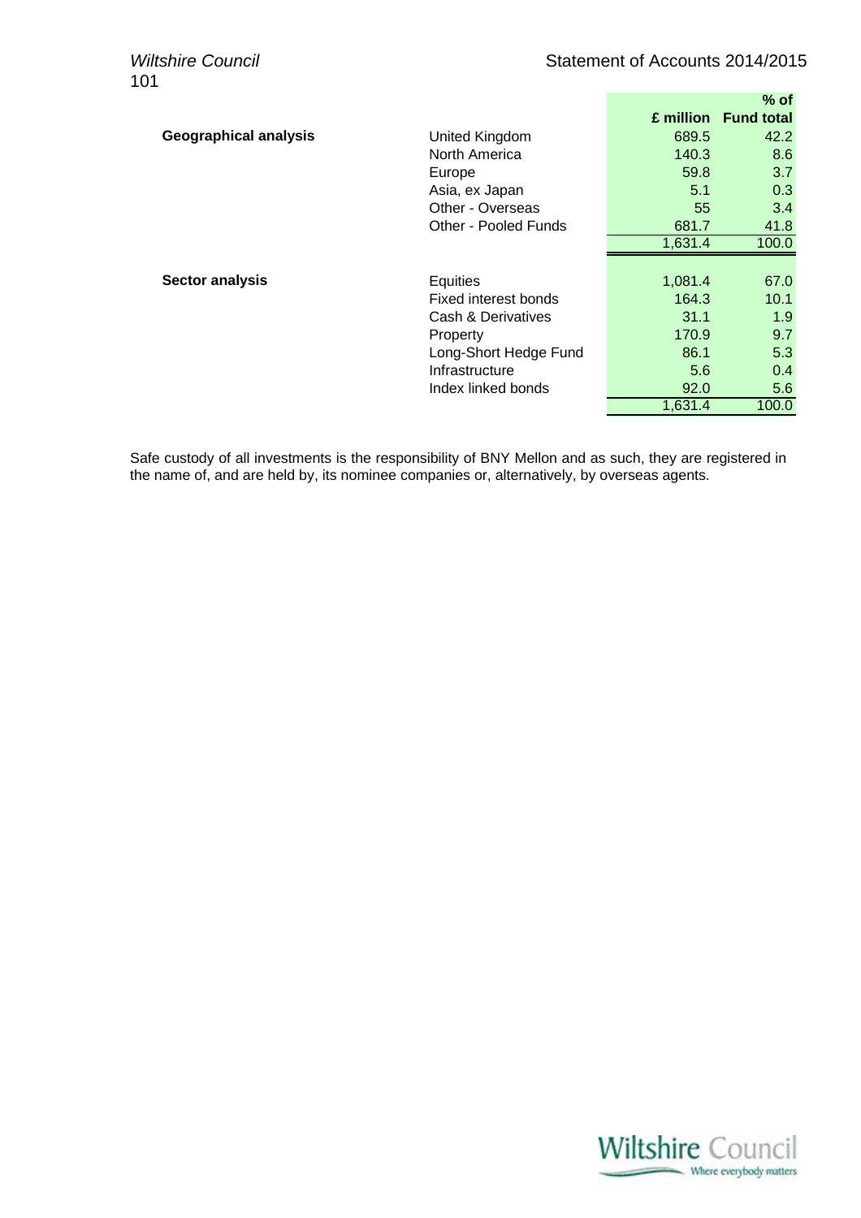| | | £ million | % of Fund total |
|---|---|---|---|
| **Geographical analysis** | United Kingdom | 689.5 | 42.2 |
| | North America | 140.3 | 8.6 |
| | Europe | 59.8 | 3.7 |
| | Asia, ex Japan | 5.1 | 0.3 |
| | Other - Overseas | 55 | 3.4 |
| | Other - Pooled Funds | 681.7 | 41.8 |
| | | 1,631.4 | 100.0 |
| **Sector analysis** | Equities | 1,081.4 | 67.0 |
| | Fixed interest bonds | 164.3 | 10.1 |
| | Cash & Derivatives | 31.1 | 1.9 |
| | Property | 170.9 | 9.7 |
| | Long-Short Hedge Fund | 86.1 | 5.3 |
| | Infrastructure | 5.6 | 0.4 |
| | Index linked bonds | 92.0 | 5.6 |
| | | 1,631.4 | 100.0 |

Safe custody of all investments is the responsibility of BNY Mellon and as such, they are registered in the name of, and are held by, its nominee companies or, alternatively, by overseas agents.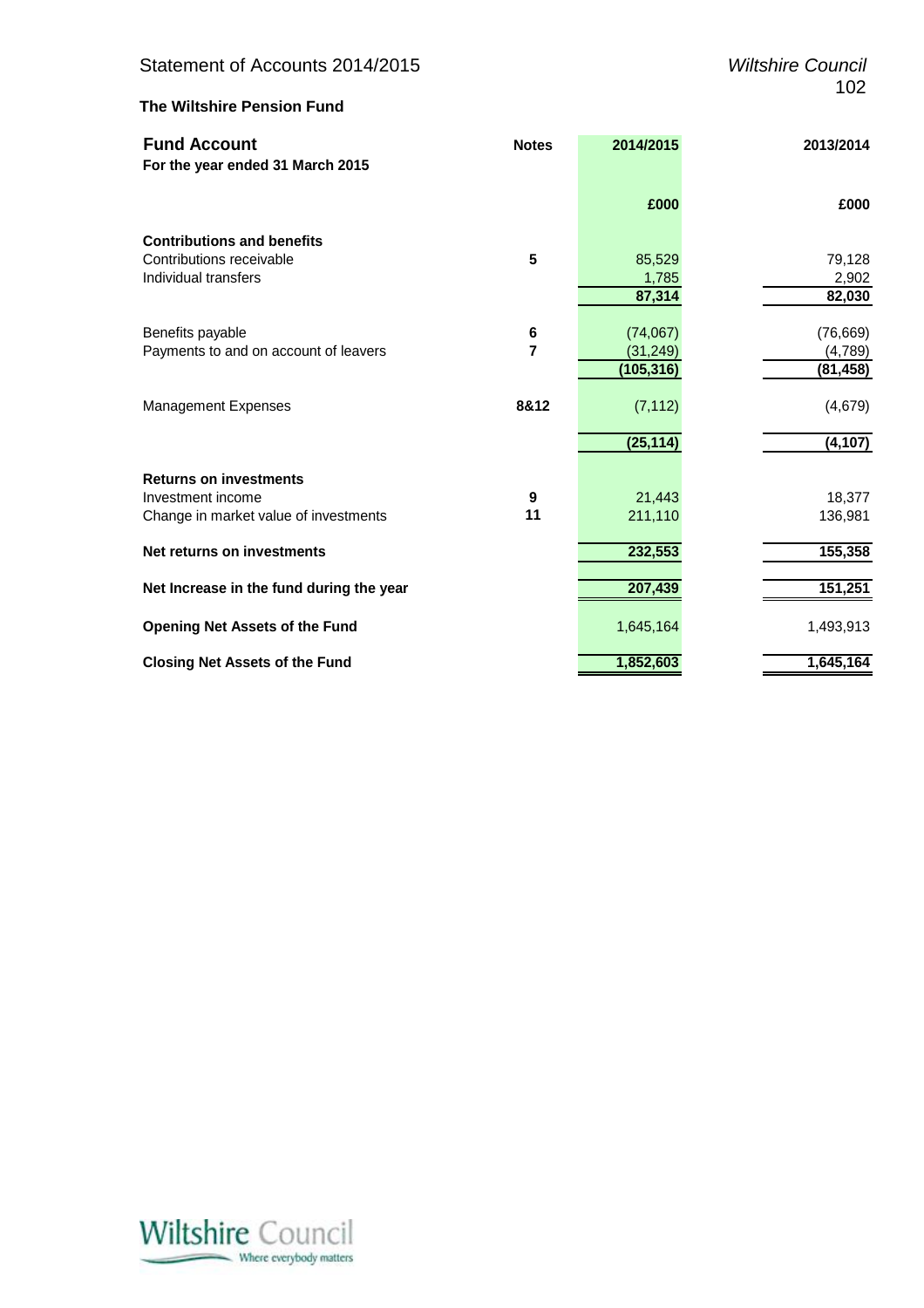## The Wiltshire Pension Fund

### Fund Account

**For the year ended 31 March 2015**

| | Notes | 2014/2015 | 2013/2014 |
|---|---|---|---|
| | | **£000** | **£000** |
| **Contributions and benefits** | | | |
| Contributions receivable | **5** | 85,529 | 79,128 |
| Individual transfers | | 1,785 | 2,902 |
| | | **87,314** | **82,030** |
| Benefits payable | **6** | (74,067) | (76,669) |
| Payments to and on account of leavers | **7** | (31,249) | (4,789) |
| | | **(105,316)** | **(81,458)** |
| Management Expenses | **8&12** | (7,112) | (4,679) |
| | | **(25,114)** | **(4,107)** |
| **Returns on investments** | | | |
| Investment income | **9** | 21,443 | 18,377 |
| Change in market value of investments | **11** | 211,110 | 136,981 |
| **Net returns on investments** | | **232,553** | **155,358** |
| **Net Increase in the fund during the year** | | **207,439** | **151,251** |
| **Opening Net Assets of the Fund** | | 1,645,164 | 1,493,913 |
| **Closing Net Assets of the Fund** | | **1,852,603** | **1,645,164** |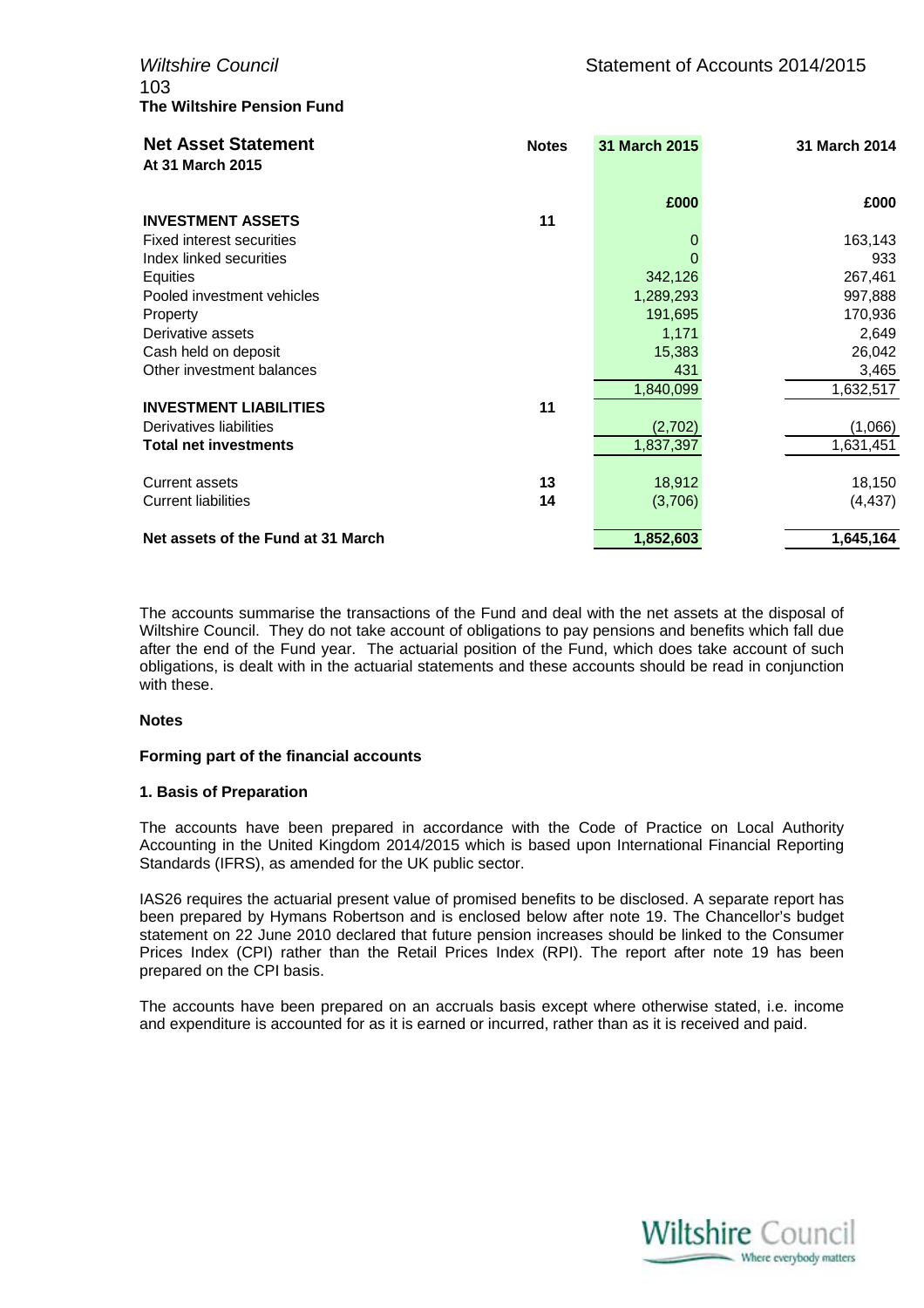## The Wiltshire Pension Fund

| **Net Asset Statement** At 31 March 2015 | **Notes** | **31 March 2015** | **31 March 2014** |
|---|---|---|---|
| | | **£000** | **£000** |
| **INVESTMENT ASSETS** | **11** | | |
| Fixed interest securities | | 0 | 163,143 |
| Index linked securities | | 0 | 933 |
| Equities | | 342,126 | 267,461 |
| Pooled investment vehicles | | 1,289,293 | 997,888 |
| Property | | 191,695 | 170,936 |
| Derivative assets | | 1,171 | 2,649 |
| Cash held on deposit | | 15,383 | 26,042 |
| Other investment balances | | 431 | 3,465 |
| | | 1,840,099 | 1,632,517 |
| **INVESTMENT LIABILITIES** | **11** | | |
| Derivatives liabilities | | (2,702) | (1,066) |
| **Total net investments** | | 1,837,397 | 1,631,451 |
| Current assets | **13** | 18,912 | 18,150 |
| Current liabilities | **14** | (3,706) | (4,437) |
| **Net assets of the Fund at 31 March** | | **1,852,603** | **1,645,164** |

The accounts summarise the transactions of the Fund and deal with the net assets at the disposal of Wiltshire Council. They do not take account of obligations to pay pensions and benefits which fall due after the end of the Fund year. The actuarial position of the Fund, which does take account of such obligations, is dealt with in the actuarial statements and these accounts should be read in conjunction with these.

**Notes**

**Forming part of the financial accounts**

**1. Basis of Preparation**

The accounts have been prepared in accordance with the Code of Practice on Local Authority Accounting in the United Kingdom 2014/2015 which is based upon International Financial Reporting Standards (IFRS), as amended for the UK public sector.

IAS26 requires the actuarial present value of promised benefits to be disclosed. A separate report has been prepared by Hymans Robertson and is enclosed below after note 19. The Chancellor's budget statement on 22 June 2010 declared that future pension increases should be linked to the Consumer Prices Index (CPI) rather than the Retail Prices Index (RPI). The report after note 19 has been prepared on the CPI basis.

The accounts have been prepared on an accruals basis except where otherwise stated, i.e. income and expenditure is accounted for as it is earned or incurred, rather than as it is received and paid.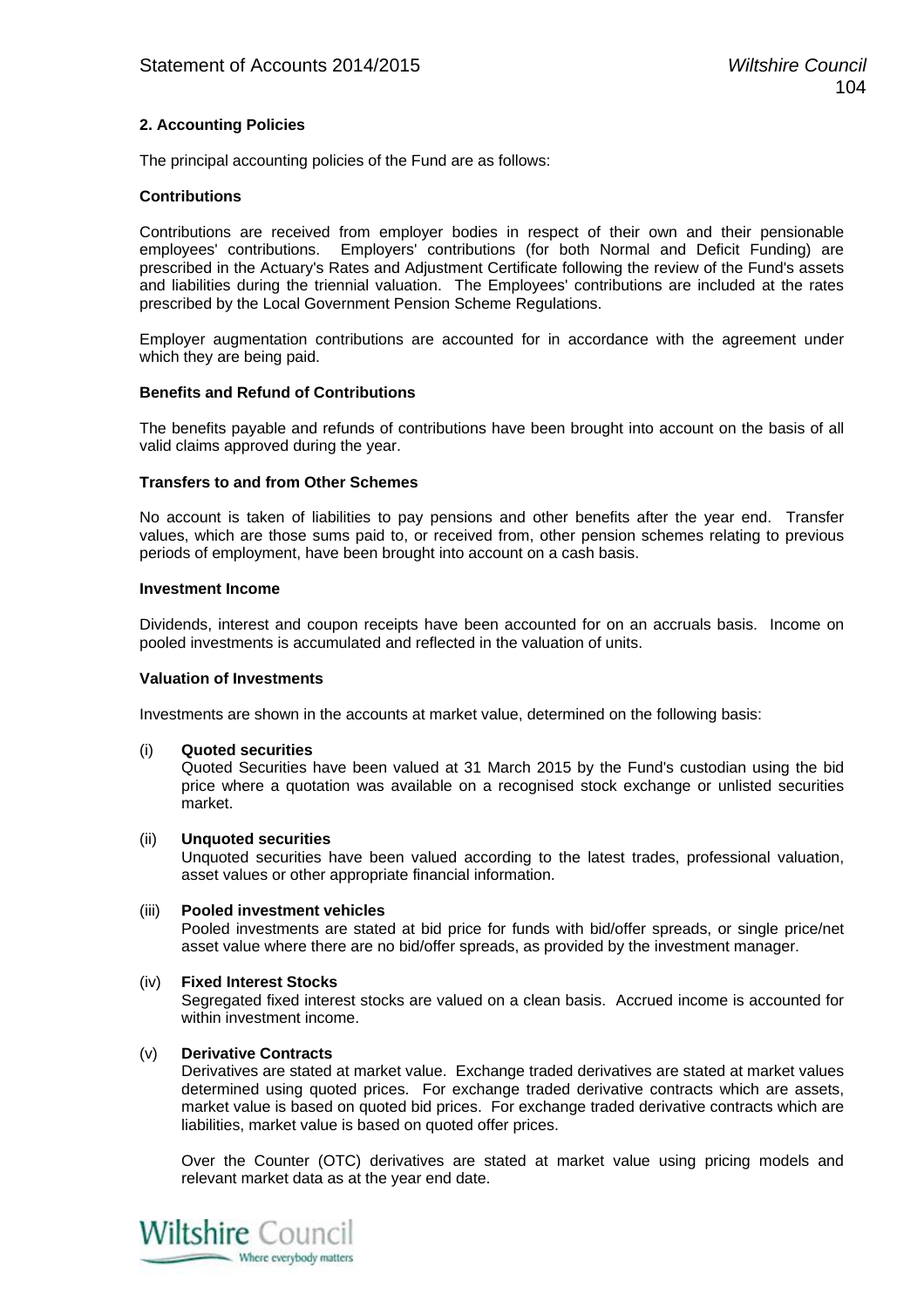**2. Accounting Policies**

The principal accounting policies of the Fund are as follows:

**Contributions**

Contributions are received from employer bodies in respect of their own and their pensionable employees' contributions. Employers' contributions (for both Normal and Deficit Funding) are prescribed in the Actuary's Rates and Adjustment Certificate following the review of the Fund's assets and liabilities during the triennial valuation. The Employees' contributions are included at the rates prescribed by the Local Government Pension Scheme Regulations.

Employer augmentation contributions are accounted for in accordance with the agreement under which they are being paid.

**Benefits and Refund of Contributions**

The benefits payable and refunds of contributions have been brought into account on the basis of all valid claims approved during the year.

**Transfers to and from Other Schemes**

No account is taken of liabilities to pay pensions and other benefits after the year end. Transfer values, which are those sums paid to, or received from, other pension schemes relating to previous periods of employment, have been brought into account on a cash basis.

**Investment Income**

Dividends, interest and coupon receipts have been accounted for on an accruals basis. Income on pooled investments is accumulated and reflected in the valuation of units.

**Valuation of Investments**

Investments are shown in the accounts at market value, determined on the following basis:

(i) **Quoted securities**
Quoted Securities have been valued at 31 March 2015 by the Fund's custodian using the bid price where a quotation was available on a recognised stock exchange or unlisted securities market.

(ii) **Unquoted securities**
Unquoted securities have been valued according to the latest trades, professional valuation, asset values or other appropriate financial information.

(iii) **Pooled investment vehicles**
Pooled investments are stated at bid price for funds with bid/offer spreads, or single price/net asset value where there are no bid/offer spreads, as provided by the investment manager.

(iv) **Fixed Interest Stocks**
Segregated fixed interest stocks are valued on a clean basis. Accrued income is accounted for within investment income.

(v) **Derivative Contracts**
Derivatives are stated at market value. Exchange traded derivatives are stated at market values determined using quoted prices. For exchange traded derivative contracts which are assets, market value is based on quoted bid prices. For exchange traded derivative contracts which are liabilities, market value is based on quoted offer prices.

Over the Counter (OTC) derivatives are stated at market value using pricing models and relevant market data as at the year end date.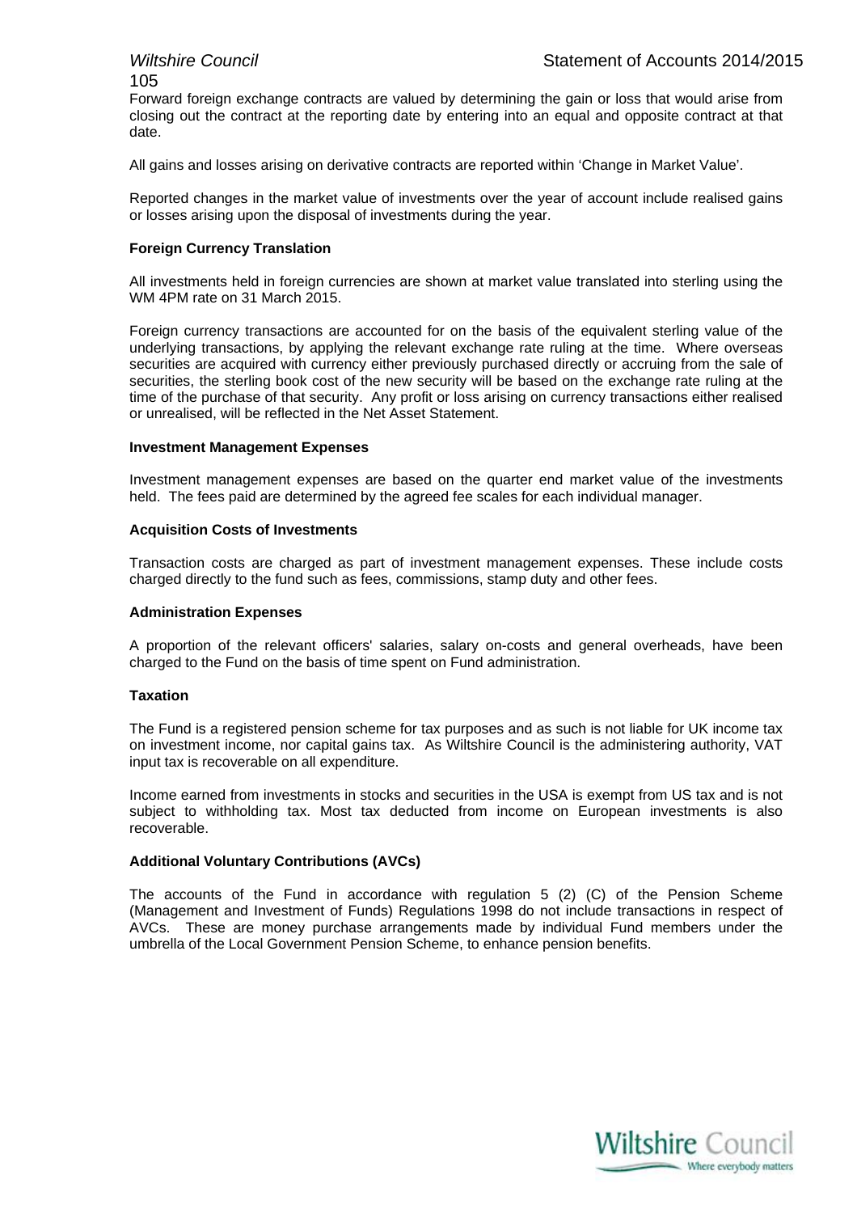Forward foreign exchange contracts are valued by determining the gain or loss that would arise from closing out the contract at the reporting date by entering into an equal and opposite contract at that date.

All gains and losses arising on derivative contracts are reported within 'Change in Market Value'.

Reported changes in the market value of investments over the year of account include realised gains or losses arising upon the disposal of investments during the year.

**Foreign Currency Translation**

All investments held in foreign currencies are shown at market value translated into sterling using the WM 4PM rate on 31 March 2015.

Foreign currency transactions are accounted for on the basis of the equivalent sterling value of the underlying transactions, by applying the relevant exchange rate ruling at the time. Where overseas securities are acquired with currency either previously purchased directly or accruing from the sale of securities, the sterling book cost of the new security will be based on the exchange rate ruling at the time of the purchase of that security. Any profit or loss arising on currency transactions either realised or unrealised, will be reflected in the Net Asset Statement.

**Investment Management Expenses**

Investment management expenses are based on the quarter end market value of the investments held. The fees paid are determined by the agreed fee scales for each individual manager.

**Acquisition Costs of Investments**

Transaction costs are charged as part of investment management expenses. These include costs charged directly to the fund such as fees, commissions, stamp duty and other fees.

**Administration Expenses**

A proportion of the relevant officers' salaries, salary on-costs and general overheads, have been charged to the Fund on the basis of time spent on Fund administration.

**Taxation**

The Fund is a registered pension scheme for tax purposes and as such is not liable for UK income tax on investment income, nor capital gains tax. As Wiltshire Council is the administering authority, VAT input tax is recoverable on all expenditure.

Income earned from investments in stocks and securities in the USA is exempt from US tax and is not subject to withholding tax. Most tax deducted from income on European investments is also recoverable.

**Additional Voluntary Contributions (AVCs)**

The accounts of the Fund in accordance with regulation 5 (2) (C) of the Pension Scheme (Management and Investment of Funds) Regulations 1998 do not include transactions in respect of AVCs. These are money purchase arrangements made by individual Fund members under the umbrella of the Local Government Pension Scheme, to enhance pension benefits.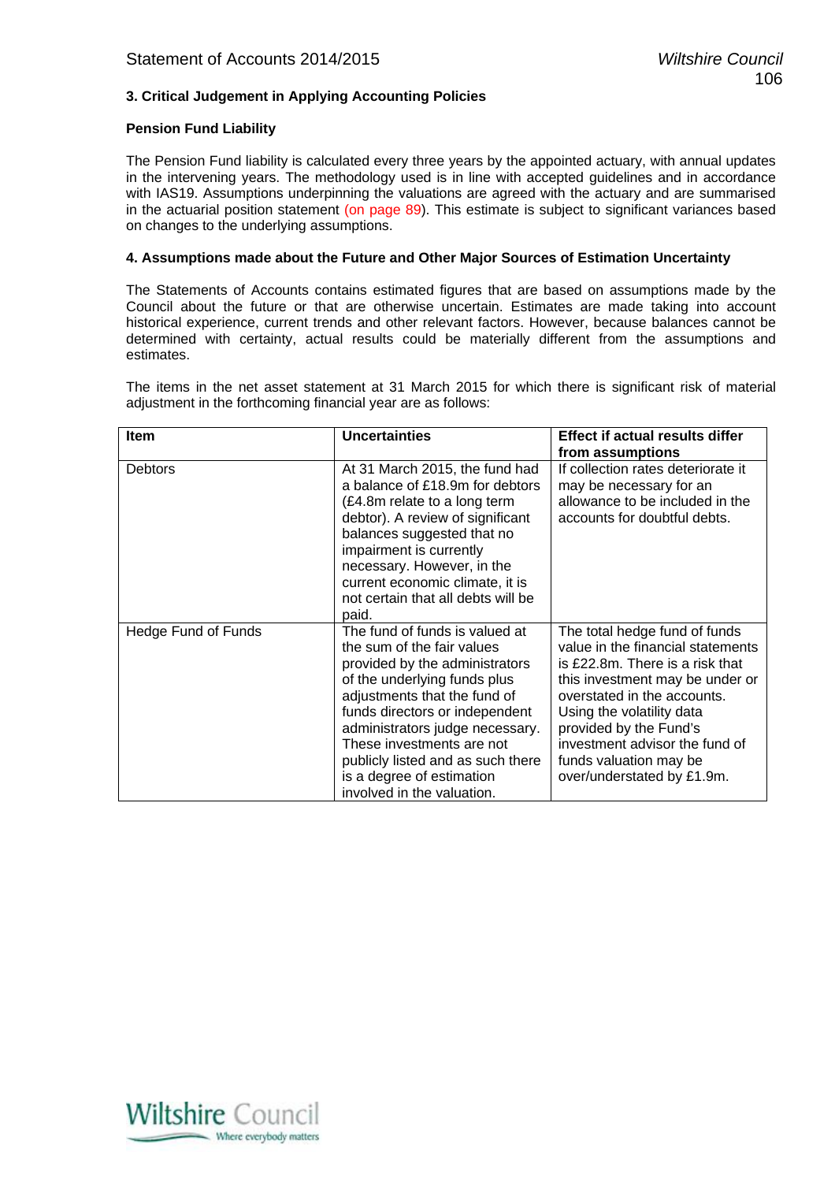### 3. Critical Judgement in Applying Accounting Policies

**Pension Fund Liability**

The Pension Fund liability is calculated every three years by the appointed actuary, with annual updates in the intervening years. The methodology used is in line with accepted guidelines and in accordance with IAS19. Assumptions underpinning the valuations are agreed with the actuary and are summarised in the actuarial position statement (on page 89). This estimate is subject to significant variances based on changes to the underlying assumptions.

### 4. Assumptions made about the Future and Other Major Sources of Estimation Uncertainty

The Statements of Accounts contains estimated figures that are based on assumptions made by the Council about the future or that are otherwise uncertain. Estimates are made taking into account historical experience, current trends and other relevant factors. However, because balances cannot be determined with certainty, actual results could be materially different from the assumptions and estimates.

The items in the net asset statement at 31 March 2015 for which there is significant risk of material adjustment in the forthcoming financial year are as follows:

| Item | Uncertainties | Effect if actual results differ from assumptions |
|---|---|---|
| Debtors | At 31 March 2015, the fund had a balance of £18.9m for debtors (£4.8m relate to a long term debtor). A review of significant balances suggested that no impairment is currently necessary. However, in the current economic climate, it is not certain that all debts will be paid. | If collection rates deteriorate it may be necessary for an allowance to be included in the accounts for doubtful debts. |
| Hedge Fund of Funds | The fund of funds is valued at the sum of the fair values provided by the administrators of the underlying funds plus adjustments that the fund of funds directors or independent administrators judge necessary. These investments are not publicly listed and as such there is a degree of estimation involved in the valuation. | The total hedge fund of funds value in the financial statements is £22.8m. There is a risk that this investment may be under or overstated in the accounts. Using the volatility data provided by the Fund's investment advisor the fund of funds valuation may be over/understated by £1.9m. |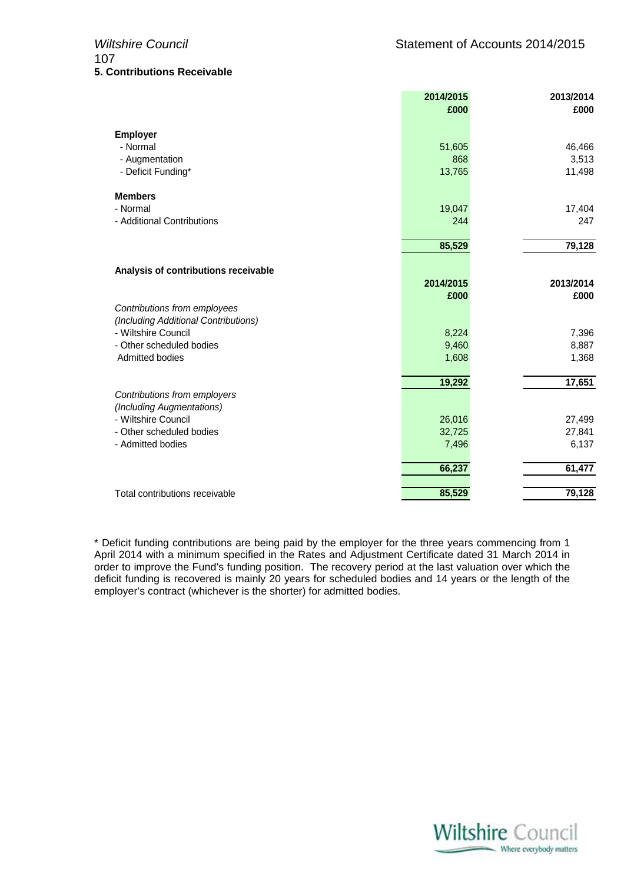## 5. Contributions Receivable

| | 2014/2015 £000 | 2013/2014 £000 |
|---|---|---|
| **Employer** | | |
| - Normal | 51,605 | 46,466 |
| - Augmentation | 868 | 3,513 |
| - Deficit Funding* | 13,765 | 11,498 |
| **Members** | | |
| - Normal | 19,047 | 17,404 |
| - Additional Contributions | 244 | 247 |
| | **85,529** | **79,128** |

**Analysis of contributions receivable**

| | 2014/2015 £000 | 2013/2014 £000 |
|---|---|---|
| *Contributions from employees (Including Additional Contributions)* | | |
| - Wiltshire Council | 8,224 | 7,396 |
| - Other scheduled bodies | 9,460 | 8,887 |
| Admitted bodies | 1,608 | 1,368 |
| | **19,292** | **17,651** |
| *Contributions from employers (Including Augmentations)* | | |
| - Wiltshire Council | 26,016 | 27,499 |
| - Other scheduled bodies | 32,725 | 27,841 |
| - Admitted bodies | 7,496 | 6,137 |
| | **66,237** | **61,477** |
| Total contributions receivable | **85,529** | **79,128** |

* Deficit funding contributions are being paid by the employer for the three years commencing from 1 April 2014 with a minimum specified in the Rates and Adjustment Certificate dated 31 March 2014 in order to improve the Fund's funding position. The recovery period at the last valuation over which the deficit funding is recovered is mainly 20 years for scheduled bodies and 14 years or the length of the employer's contract (whichever is the shorter) for admitted bodies.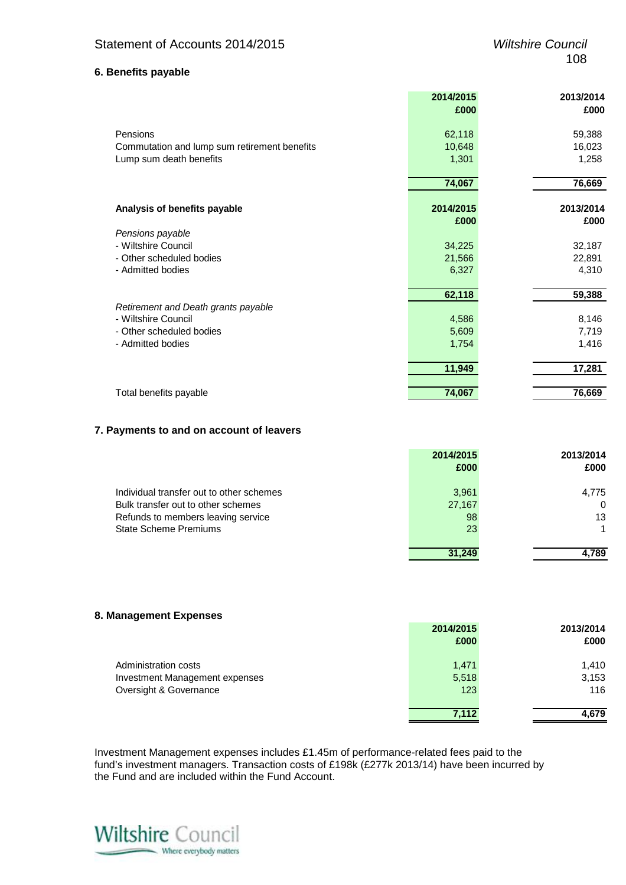## 6. Benefits payable

| | 2014/2015 £000 | 2013/2014 £000 |
|---|---|---|
| Pensions | 62,118 | 59,388 |
| Commutation and lump sum retirement benefits | 10,648 | 16,023 |
| Lump sum death benefits | 1,301 | 1,258 |
| | **74,067** | **76,669** |

| **Analysis of benefits payable** | **2014/2015 £000** | **2013/2014 £000** |
|---|---|---|
| *Pensions payable* | | |
| - Wiltshire Council | 34,225 | 32,187 |
| - Other scheduled bodies | 21,566 | 22,891 |
| - Admitted bodies | 6,327 | 4,310 |
| | **62,118** | **59,388** |
| *Retirement and Death grants payable* | | |
| - Wiltshire Council | 4,586 | 8,146 |
| - Other scheduled bodies | 5,609 | 7,719 |
| - Admitted bodies | 1,754 | 1,416 |
| | **11,949** | **17,281** |
| Total benefits payable | **74,067** | **76,669** |

## 7. Payments to and on account of leavers

| | 2014/2015 £000 | 2013/2014 £000 |
|---|---|---|
| Individual transfer out to other schemes | 3,961 | 4,775 |
| Bulk transfer out to other schemes | 27,167 | 0 |
| Refunds to members leaving service | 98 | 13 |
| State Scheme Premiums | 23 | 1 |
| | **31,249** | **4,789** |

## 8. Management Expenses

| | 2014/2015 £000 | 2013/2014 £000 |
|---|---|---|
| Administration costs | 1,471 | 1,410 |
| Investment Management expenses | 5,518 | 3,153 |
| Oversight & Governance | 123 | 116 |
| | **7,112** | **4,679** |

Investment Management expenses includes £1.45m of performance-related fees paid to the fund's investment managers. Transaction costs of £198k (£277k 2013/14) have been incurred by the Fund and are included within the Fund Account.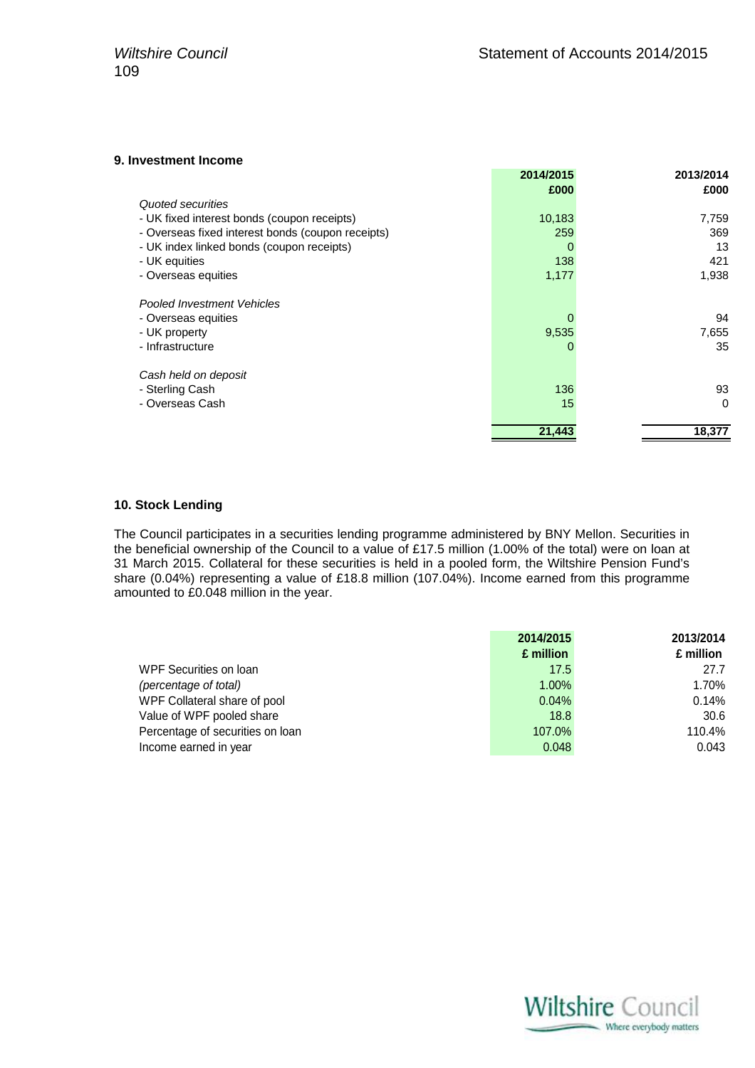## 9. Investment Income

| | 2014/2015 £000 | 2013/2014 £000 |
|---|---|---|
| *Quoted securities* | | |
| - UK fixed interest bonds (coupon receipts) | 10,183 | 7,759 |
| - Overseas fixed interest bonds (coupon receipts) | 259 | 369 |
| - UK index linked bonds (coupon receipts) | 0 | 13 |
| - UK equities | 138 | 421 |
| - Overseas equities | 1,177 | 1,938 |
| *Pooled Investment Vehicles* | | |
| - Overseas equities | 0 | 94 |
| - UK property | 9,535 | 7,655 |
| - Infrastructure | 0 | 35 |
| *Cash held on deposit* | | |
| - Sterling Cash | 136 | 93 |
| - Overseas Cash | 15 | 0 |
| | **21,443** | **18,377** |

## 10. Stock Lending

The Council participates in a securities lending programme administered by BNY Mellon. Securities in the beneficial ownership of the Council to a value of £17.5 million (1.00% of the total) were on loan at 31 March 2015. Collateral for these securities is held in a pooled form, the Wiltshire Pension Fund's share (0.04%) representing a value of £18.8 million (107.04%). Income earned from this programme amounted to £0.048 million in the year.

| | 2014/2015 £ million | 2013/2014 £ million |
|---|---|---|
| WPF Securities on loan | 17.5 | 27.7 |
| *(percentage of total)* | 1.00% | 1.70% |
| WPF Collateral share of pool | 0.04% | 0.14% |
| Value of WPF pooled share | 18.8 | 30.6 |
| Percentage of securities on loan | 107.0% | 110.4% |
| Income earned in year | 0.048 | 0.043 |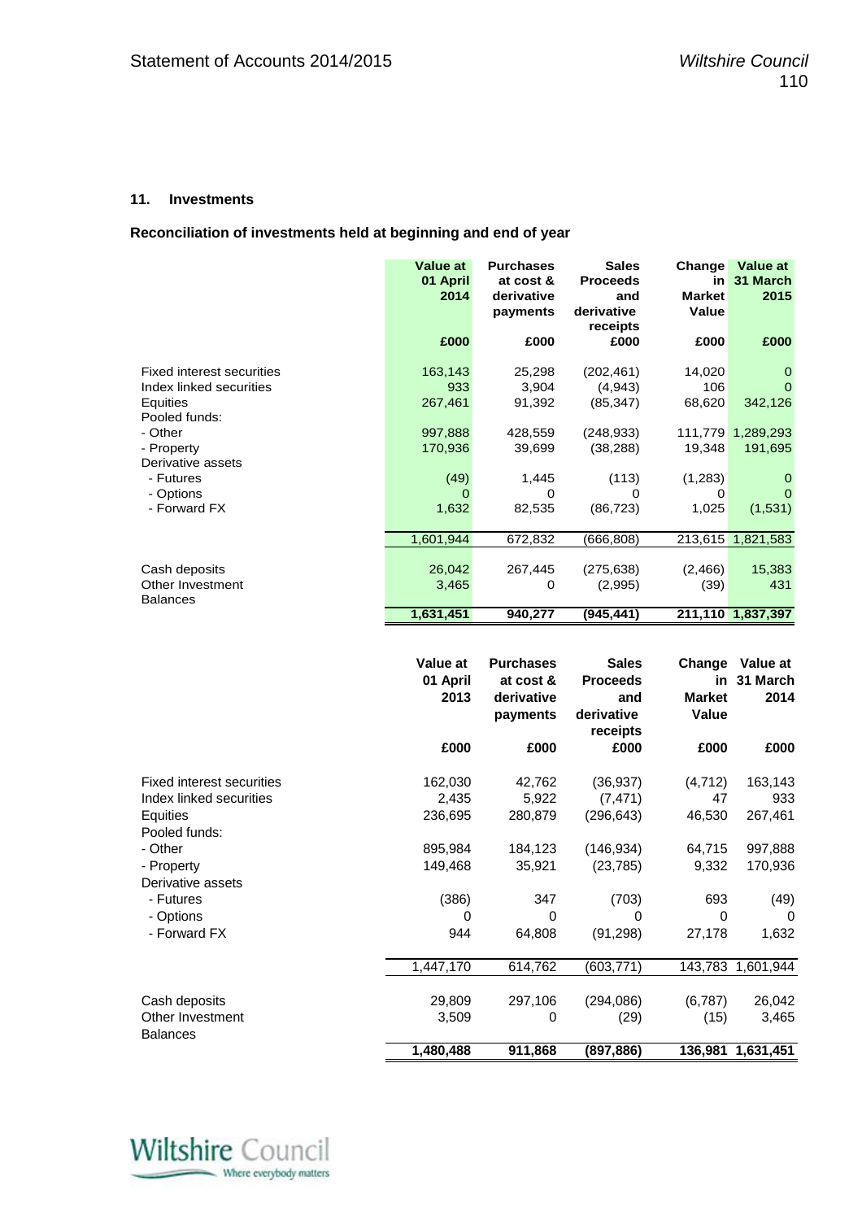## 11. Investments

### Reconciliation of investments held at beginning and end of year

| | Value at 01 April 2014 | Purchases at cost & derivative payments | Sales Proceeds and derivative receipts | Change in Market Value | Value at 31 March 2015 |
|---|---|---|---|---|---|
| | £000 | £000 | £000 | £000 | £000 |
| Fixed interest securities | 163,143 | 25,298 | (202,461) | 14,020 | 0 |
| Index linked securities | 933 | 3,904 | (4,943) | 106 | 0 |
| Equities | 267,461 | 91,392 | (85,347) | 68,620 | 342,126 |
| Pooled funds: | | | | | |
| - Other | 997,888 | 428,559 | (248,933) | 111,779 | 1,289,293 |
| - Property | 170,936 | 39,699 | (38,288) | 19,348 | 191,695 |
| Derivative assets | | | | | |
| - Futures | (49) | 1,445 | (113) | (1,283) | 0 |
| - Options | 0 | 0 | 0 | 0 | 0 |
| - Forward FX | 1,632 | 82,535 | (86,723) | 1,025 | (1,531) |
| | 1,601,944 | 672,832 | (666,808) | 213,615 | 1,821,583 |
| Cash deposits | 26,042 | 267,445 | (275,638) | (2,466) | 15,383 |
| Other Investment Balances | 3,465 | 0 | (2,995) | (39) | 431 |
| | **1,631,451** | **940,277** | **(945,441)** | **211,110** | **1,837,397** |

| | Value at 01 April 2013 | Purchases at cost & derivative payments | Sales Proceeds and derivative receipts | Change in Market Value | Value at 31 March 2014 |
|---|---|---|---|---|---|
| | £000 | £000 | £000 | £000 | £000 |
| Fixed interest securities | 162,030 | 42,762 | (36,937) | (4,712) | 163,143 |
| Index linked securities | 2,435 | 5,922 | (7,471) | 47 | 933 |
| Equities | 236,695 | 280,879 | (296,643) | 46,530 | 267,461 |
| Pooled funds: | | | | | |
| - Other | 895,984 | 184,123 | (146,934) | 64,715 | 997,888 |
| - Property | 149,468 | 35,921 | (23,785) | 9,332 | 170,936 |
| Derivative assets | | | | | |
| - Futures | (386) | 347 | (703) | 693 | (49) |
| - Options | 0 | 0 | 0 | 0 | 0 |
| - Forward FX | 944 | 64,808 | (91,298) | 27,178 | 1,632 |
| | 1,447,170 | 614,762 | (603,771) | 143,783 | 1,601,944 |
| Cash deposits | 29,809 | 297,106 | (294,086) | (6,787) | 26,042 |
| Other Investment Balances | 3,509 | 0 | (29) | (15) | 3,465 |
| | **1,480,488** | **911,868** | **(897,886)** | **136,981** | **1,631,451** |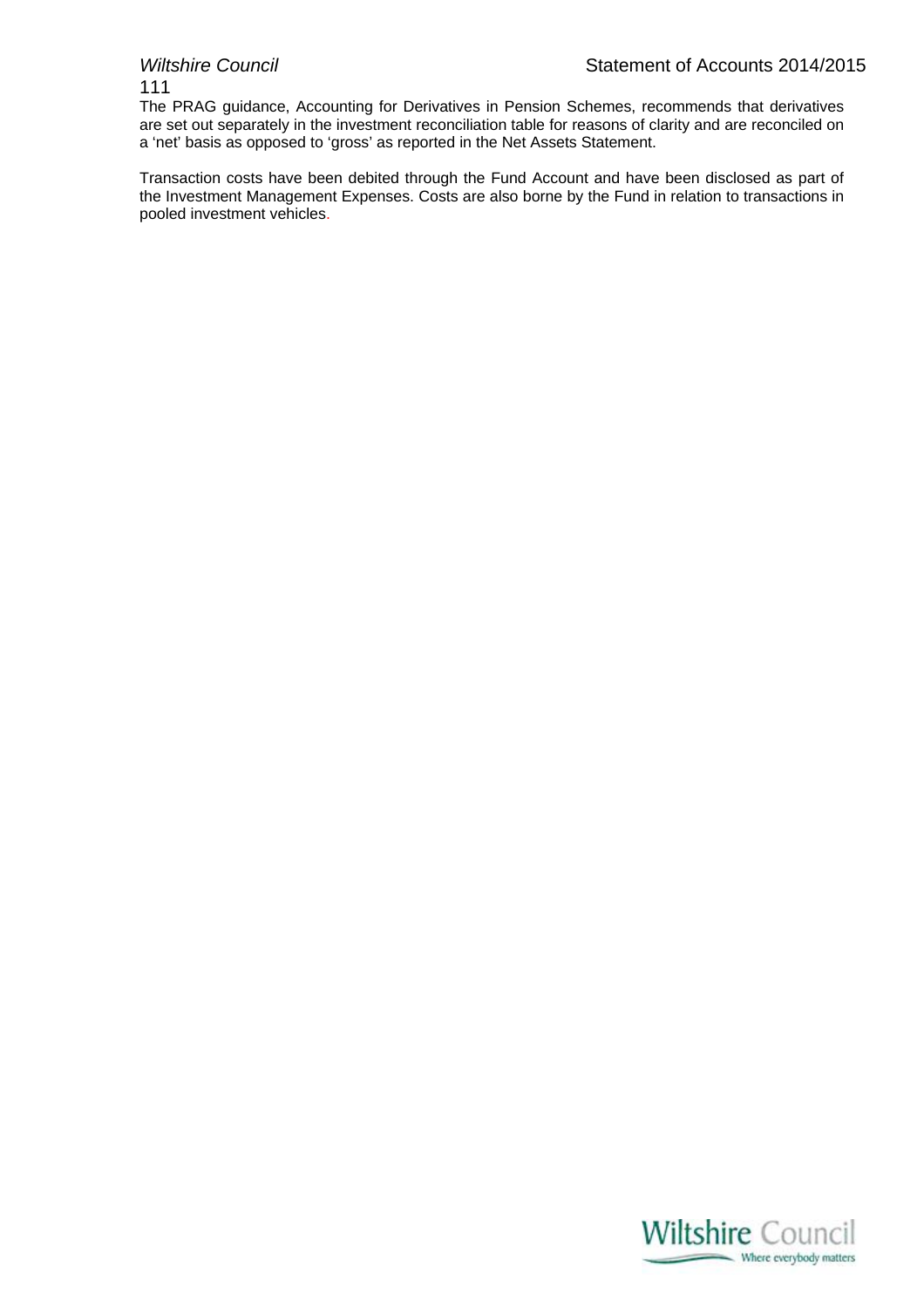The PRAG guidance, Accounting for Derivatives in Pension Schemes, recommends that derivatives are set out separately in the investment reconciliation table for reasons of clarity and are reconciled on a 'net' basis as opposed to 'gross' as reported in the Net Assets Statement.

Transaction costs have been debited through the Fund Account and have been disclosed as part of the Investment Management Expenses. Costs are also borne by the Fund in relation to transactions in pooled investment vehicles.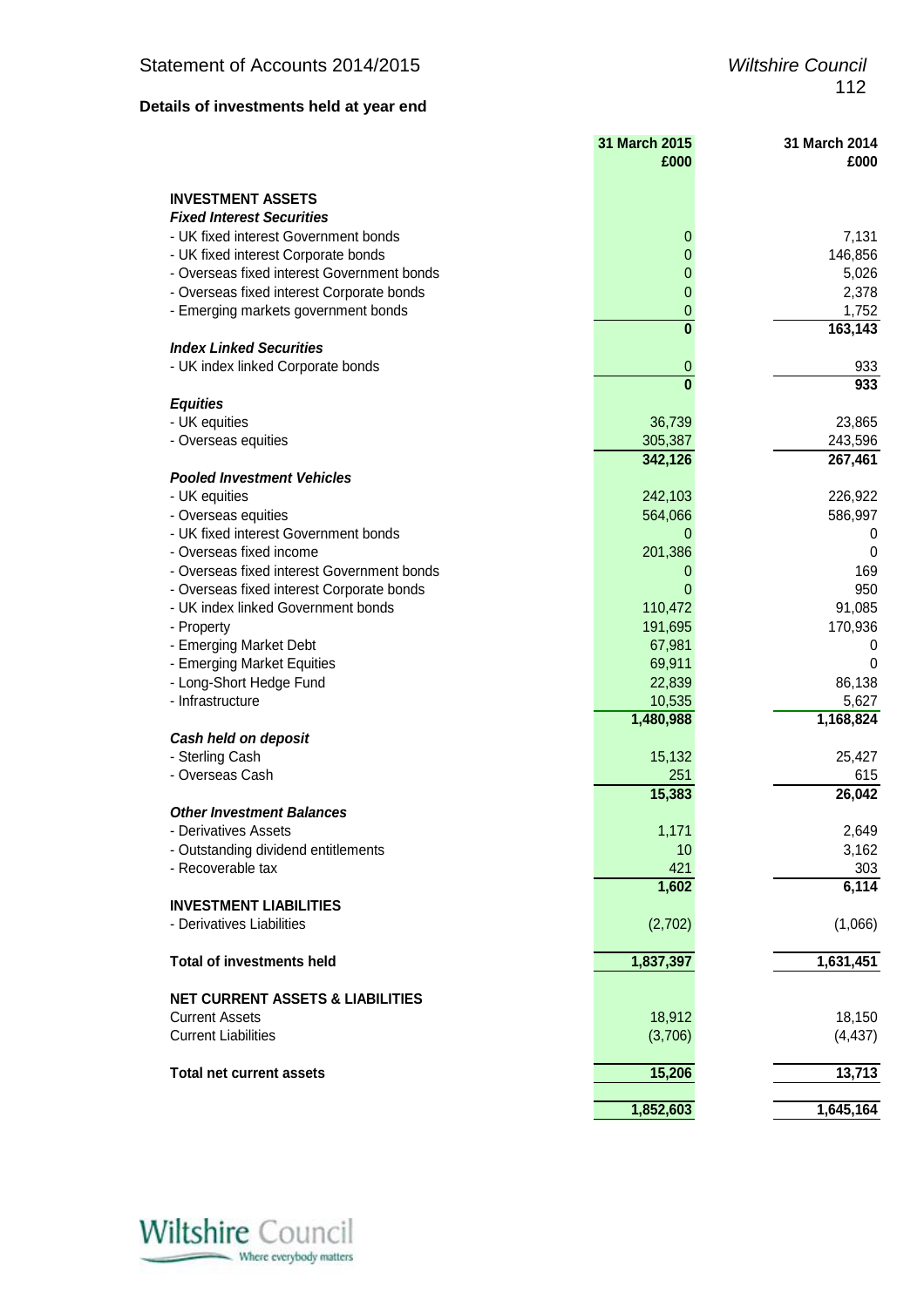### Details of investments held at year end

| | 31 March 2015 £000 | 31 March 2014 £000 |
|---|---|---|
| **INVESTMENT ASSETS** | | |
| ***Fixed Interest Securities*** | | |
| - UK fixed interest Government bonds | 0 | 7,131 |
| - UK fixed interest Corporate bonds | 0 | 146,856 |
| - Overseas fixed interest Government bonds | 0 | 5,026 |
| - Overseas fixed interest Corporate bonds | 0 | 2,378 |
| - Emerging markets government bonds | 0 | 1,752 |
| | **0** | **163,143** |
| ***Index Linked Securities*** | | |
| - UK index linked Corporate bonds | 0 | 933 |
| | **0** | **933** |
| ***Equities*** | | |
| - UK equities | 36,739 | 23,865 |
| - Overseas equities | 305,387 | 243,596 |
| | **342,126** | **267,461** |
| ***Pooled Investment Vehicles*** | | |
| - UK equities | 242,103 | 226,922 |
| - Overseas equities | 564,066 | 586,997 |
| - UK fixed interest Government bonds | 0 | 0 |
| - Overseas fixed income | 201,386 | 0 |
| - Overseas fixed interest Government bonds | 0 | 169 |
| - Overseas fixed interest Corporate bonds | 0 | 950 |
| - UK index linked Government bonds | 110,472 | 91,085 |
| - Property | 191,695 | 170,936 |
| - Emerging Market Debt | 67,981 | 0 |
| - Emerging Market Equities | 69,911 | 0 |
| - Long-Short Hedge Fund | 22,839 | 86,138 |
| - Infrastructure | 10,535 | 5,627 |
| | **1,480,988** | **1,168,824** |
| ***Cash held on deposit*** | | |
| - Sterling Cash | 15,132 | 25,427 |
| - Overseas Cash | 251 | 615 |
| | **15,383** | **26,042** |
| ***Other Investment Balances*** | | |
| - Derivatives Assets | 1,171 | 2,649 |
| - Outstanding dividend entitlements | 10 | 3,162 |
| - Recoverable tax | 421 | 303 |
| | **1,602** | **6,114** |
| **INVESTMENT LIABILITIES** | | |
| - Derivatives Liabilities | (2,702) | (1,066) |
| **Total of investments held** | **1,837,397** | **1,631,451** |
| **NET CURRENT ASSETS & LIABILITIES** | | |
| Current Assets | 18,912 | 18,150 |
| Current Liabilities | (3,706) | (4,437) |
| **Total net current assets** | **15,206** | **13,713** |
| | **1,852,603** | **1,645,164** |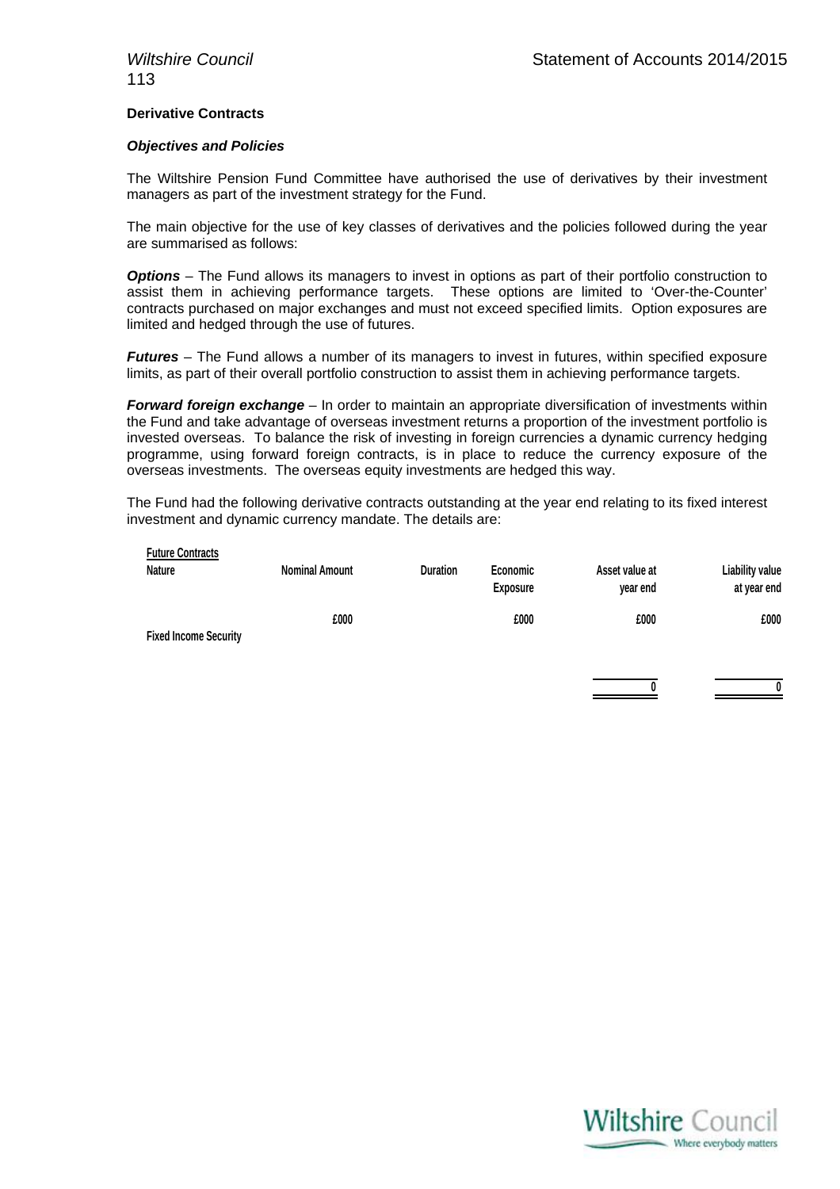**Derivative Contracts**

***Objectives and Policies***

The Wiltshire Pension Fund Committee have authorised the use of derivatives by their investment managers as part of the investment strategy for the Fund.

The main objective for the use of key classes of derivatives and the policies followed during the year are summarised as follows:

***Options*** – The Fund allows its managers to invest in options as part of their portfolio construction to assist them in achieving performance targets. These options are limited to 'Over-the-Counter' contracts purchased on major exchanges and must not exceed specified limits. Option exposures are limited and hedged through the use of futures.

***Futures*** – The Fund allows a number of its managers to invest in futures, within specified exposure limits, as part of their overall portfolio construction to assist them in achieving performance targets.

***Forward foreign exchange*** – In order to maintain an appropriate diversification of investments within the Fund and take advantage of overseas investment returns a proportion of the investment portfolio is invested overseas. To balance the risk of investing in foreign currencies a dynamic currency hedging programme, using forward foreign contracts, is in place to reduce the currency exposure of the overseas investments. The overseas equity investments are hedged this way.

The Fund had the following derivative contracts outstanding at the year end relating to its fixed interest investment and dynamic currency mandate. The details are:

**Future Contracts**

| Nature | Nominal Amount | Duration | Economic Exposure | Asset value at year end | Liability value at year end |
|---|---|---|---|---|---|
| | £000 | | £000 | £000 | £000 |
| Fixed Income Security | | | | | |
| | | | | 0 | 0 |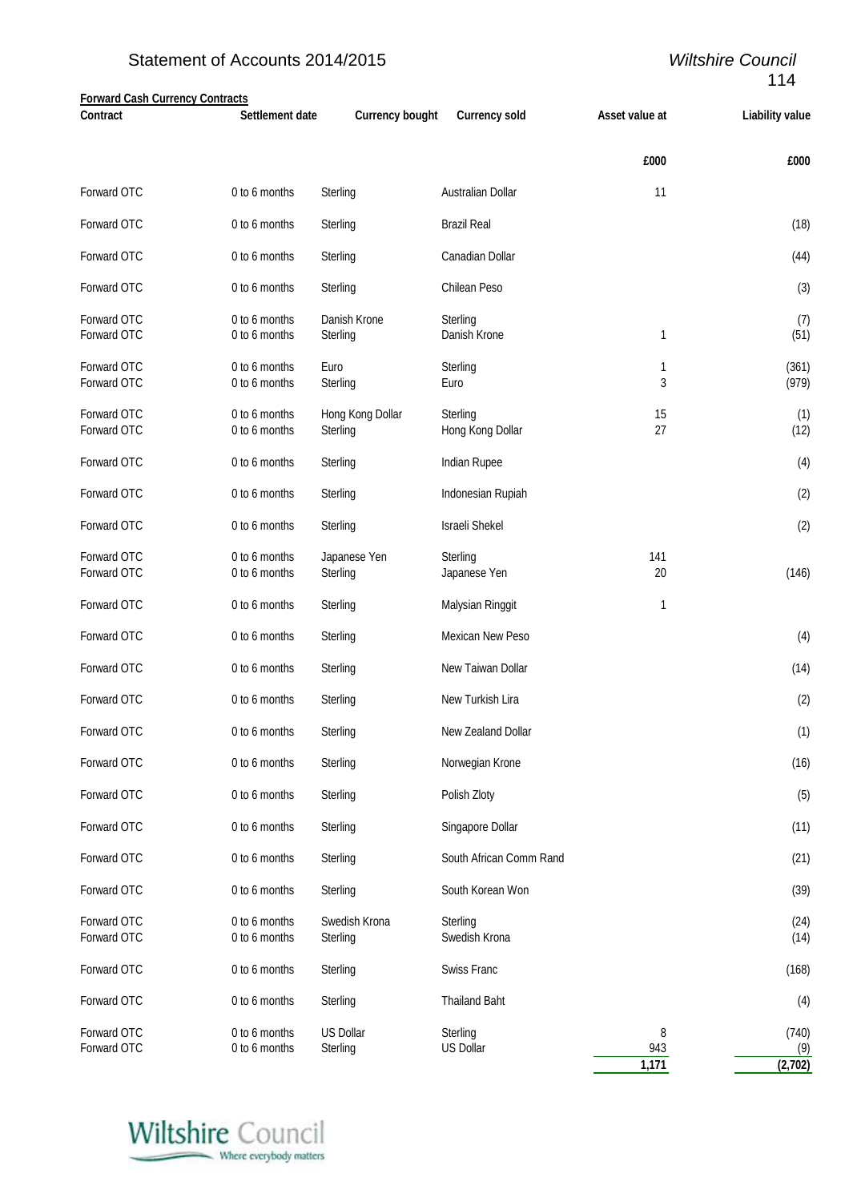**Forward Cash Currency Contracts**

| Contract | Settlement date | Currency bought | Currency sold | Asset value at | Liability value |
|---|---|---|---|---|---|
| | | | | £000 | £000 |
| Forward OTC | 0 to 6 months | Sterling | Australian Dollar | 11 | |
| Forward OTC | 0 to 6 months | Sterling | Brazil Real | | (18) |
| Forward OTC | 0 to 6 months | Sterling | Canadian Dollar | | (44) |
| Forward OTC | 0 to 6 months | Sterling | Chilean Peso | | (3) |
| Forward OTC | 0 to 6 months | Danish Krone | Sterling | | (7) |
| Forward OTC | 0 to 6 months | Sterling | Danish Krone | 1 | (51) |
| Forward OTC | 0 to 6 months | Euro | Sterling | 1 | (361) |
| Forward OTC | 0 to 6 months | Sterling | Euro | 3 | (979) |
| Forward OTC | 0 to 6 months | Hong Kong Dollar | Sterling | 15 | (1) |
| Forward OTC | 0 to 6 months | Sterling | Hong Kong Dollar | 27 | (12) |
| Forward OTC | 0 to 6 months | Sterling | Indian Rupee | | (4) |
| Forward OTC | 0 to 6 months | Sterling | Indonesian Rupiah | | (2) |
| Forward OTC | 0 to 6 months | Sterling | Israeli Shekel | | (2) |
| Forward OTC | 0 to 6 months | Japanese Yen | Sterling | 141 | |
| Forward OTC | 0 to 6 months | Sterling | Japanese Yen | 20 | (146) |
| Forward OTC | 0 to 6 months | Sterling | Malysian Ringgit | 1 | |
| Forward OTC | 0 to 6 months | Sterling | Mexican New Peso | | (4) |
| Forward OTC | 0 to 6 months | Sterling | New Taiwan Dollar | | (14) |
| Forward OTC | 0 to 6 months | Sterling | New Turkish Lira | | (2) |
| Forward OTC | 0 to 6 months | Sterling | New Zealand Dollar | | (1) |
| Forward OTC | 0 to 6 months | Sterling | Norwegian Krone | | (16) |
| Forward OTC | 0 to 6 months | Sterling | Polish Zloty | | (5) |
| Forward OTC | 0 to 6 months | Sterling | Singapore Dollar | | (11) |
| Forward OTC | 0 to 6 months | Sterling | South African Comm Rand | | (21) |
| Forward OTC | 0 to 6 months | Sterling | South Korean Won | | (39) |
| Forward OTC | 0 to 6 months | Swedish Krona | Sterling | | (24) |
| Forward OTC | 0 to 6 months | Sterling | Swedish Krona | | (14) |
| Forward OTC | 0 to 6 months | Sterling | Swiss Franc | | (168) |
| Forward OTC | 0 to 6 months | Sterling | Thailand Baht | | (4) |
| Forward OTC | 0 to 6 months | US Dollar | Sterling | 8 | (740) |
| Forward OTC | 0 to 6 months | Sterling | US Dollar | 943 | (9) |
| | | | | 1,171 | (2,702) |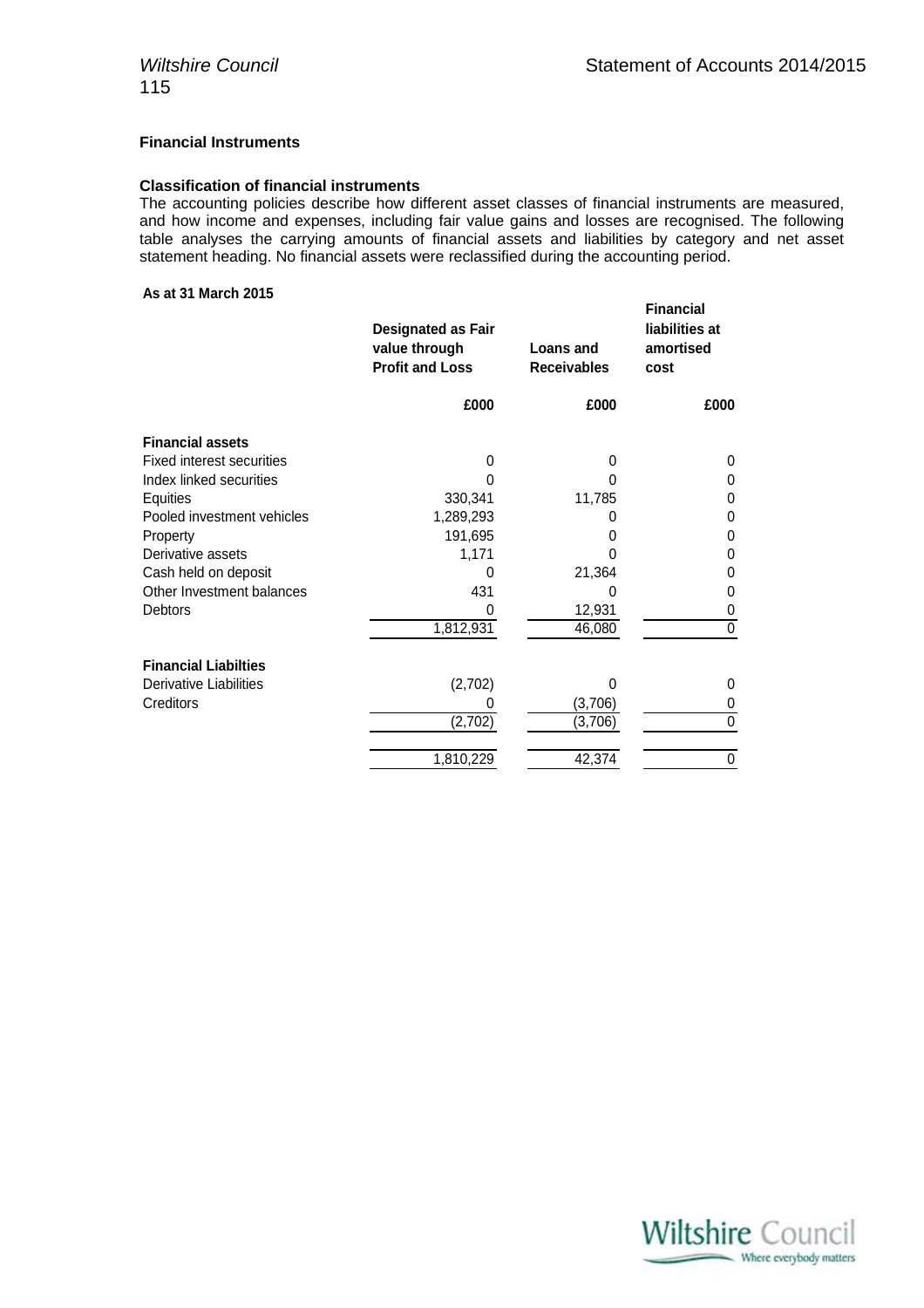### Financial Instruments

#### Classification of financial instruments

The accounting policies describe how different asset classes of financial instruments are measured, and how income and expenses, including fair value gains and losses are recognised. The following table analyses the carrying amounts of financial assets and liabilities by category and net asset statement heading. No financial assets were reclassified during the accounting period.

**As at 31 March 2015**

| | Designated as Fair value through Profit and Loss | Loans and Receivables | Financial liabilities at amortised cost |
|---|---|---|---|
| | £000 | £000 | £000 |
| **Financial assets** | | | |
| Fixed interest securities | 0 | 0 | 0 |
| Index linked securities | 0 | 0 | 0 |
| Equities | 330,341 | 11,785 | 0 |
| Pooled investment vehicles | 1,289,293 | 0 | 0 |
| Property | 191,695 | 0 | 0 |
| Derivative assets | 1,171 | 0 | 0 |
| Cash held on deposit | 0 | 21,364 | 0 |
| Other Investment balances | 431 | 0 | 0 |
| Debtors | 0 | 12,931 | 0 |
| | 1,812,931 | 46,080 | 0 |
| **Financial Liabilties** | | | |
| Derivative Liabilities | (2,702) | 0 | 0 |
| Creditors | 0 | (3,706) | 0 |
| | (2,702) | (3,706) | 0 |
| | 1,810,229 | 42,374 | 0 |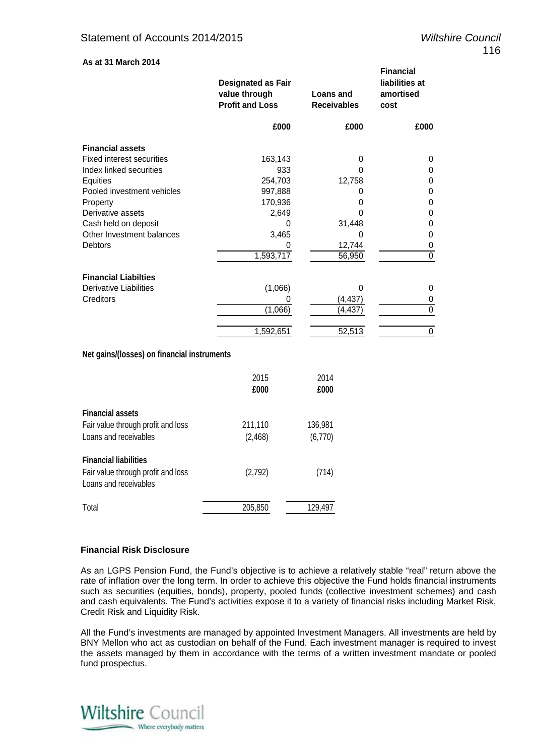**As at 31 March 2014**

| | Designated as Fair value through Profit and Loss | Loans and Receivables | Financial liabilities at amortised cost |
|---|---|---|---|
| | £000 | £000 | £000 |
| **Financial assets** | | | |
| Fixed interest securities | 163,143 | 0 | 0 |
| Index linked securities | 933 | 0 | 0 |
| Equities | 254,703 | 12,758 | 0 |
| Pooled investment vehicles | 997,888 | 0 | 0 |
| Property | 170,936 | 0 | 0 |
| Derivative assets | 2,649 | 0 | 0 |
| Cash held on deposit | 0 | 31,448 | 0 |
| Other Investment balances | 3,465 | 0 | 0 |
| Debtors | 0 | 12,744 | 0 |
| | 1,593,717 | 56,950 | 0 |
| **Financial Liabilties** | | | |
| Derivative Liabilities | (1,066) | 0 | 0 |
| Creditors | 0 | (4,437) | 0 |
| | (1,066) | (4,437) | 0 |
| | 1,592,651 | 52,513 | 0 |

**Net gains/(losses) on financial instruments**

| | 2015 | 2014 |
|---|---|---|
| | £000 | £000 |
| **Financial assets** | | |
| Fair value through profit and loss | 211,110 | 136,981 |
| Loans and receivables | (2,468) | (6,770) |
| **Financial liabilities** | | |
| Fair value through profit and loss | (2,792) | (714) |
| Loans and receivables | | |
| Total | 205,850 | 129,497 |

**Financial Risk Disclosure**

As an LGPS Pension Fund, the Fund's objective is to achieve a relatively stable "real" return above the rate of inflation over the long term. In order to achieve this objective the Fund holds financial instruments such as securities (equities, bonds), property, pooled funds (collective investment schemes) and cash and cash equivalents. The Fund's activities expose it to a variety of financial risks including Market Risk, Credit Risk and Liquidity Risk.

All the Fund's investments are managed by appointed Investment Managers. All investments are held by BNY Mellon who act as custodian on behalf of the Fund. Each investment manager is required to invest the assets managed by them in accordance with the terms of a written investment mandate or pooled fund prospectus.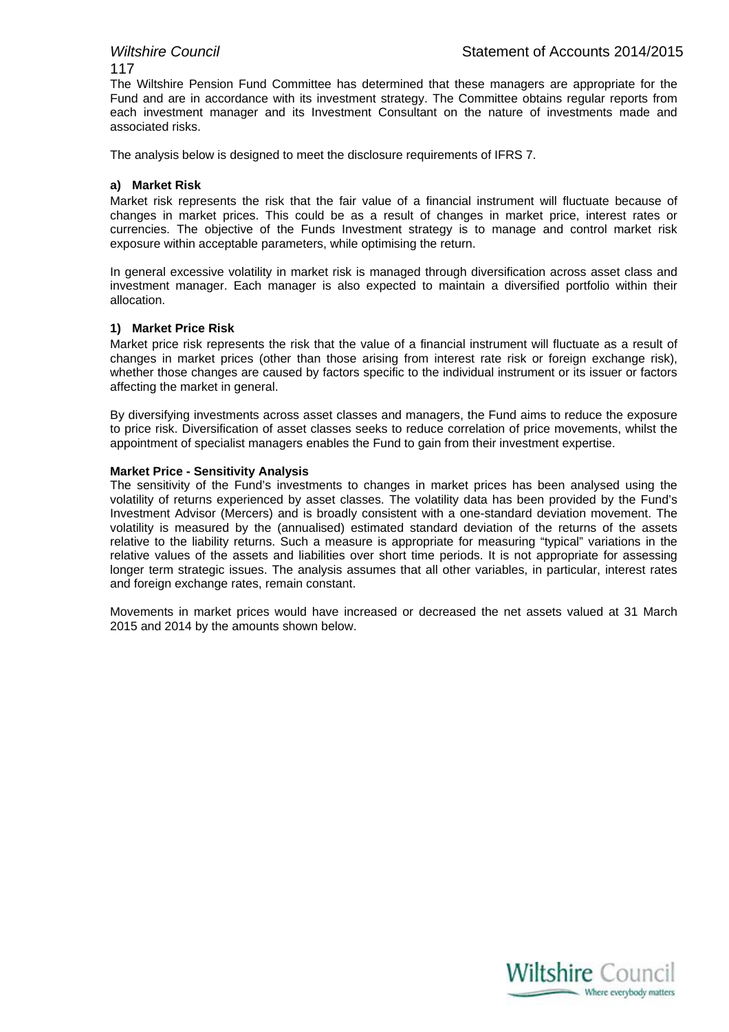The Wiltshire Pension Fund Committee has determined that these managers are appropriate for the Fund and are in accordance with its investment strategy. The Committee obtains regular reports from each investment manager and its Investment Consultant on the nature of investments made and associated risks.

The analysis below is designed to meet the disclosure requirements of IFRS 7.

**a) Market Risk**

Market risk represents the risk that the fair value of a financial instrument will fluctuate because of changes in market prices. This could be as a result of changes in market price, interest rates or currencies. The objective of the Funds Investment strategy is to manage and control market risk exposure within acceptable parameters, while optimising the return.

In general excessive volatility in market risk is managed through diversification across asset class and investment manager. Each manager is also expected to maintain a diversified portfolio within their allocation.

**1) Market Price Risk**

Market price risk represents the risk that the value of a financial instrument will fluctuate as a result of changes in market prices (other than those arising from interest rate risk or foreign exchange risk), whether those changes are caused by factors specific to the individual instrument or its issuer or factors affecting the market in general.

By diversifying investments across asset classes and managers, the Fund aims to reduce the exposure to price risk. Diversification of asset classes seeks to reduce correlation of price movements, whilst the appointment of specialist managers enables the Fund to gain from their investment expertise.

**Market Price - Sensitivity Analysis**

The sensitivity of the Fund's investments to changes in market prices has been analysed using the volatility of returns experienced by asset classes. The volatility data has been provided by the Fund's Investment Advisor (Mercers) and is broadly consistent with a one-standard deviation movement. The volatility is measured by the (annualised) estimated standard deviation of the returns of the assets relative to the liability returns. Such a measure is appropriate for measuring "typical" variations in the relative values of the assets and liabilities over short time periods. It is not appropriate for assessing longer term strategic issues. The analysis assumes that all other variables, in particular, interest rates and foreign exchange rates, remain constant.

Movements in market prices would have increased or decreased the net assets valued at 31 March 2015 and 2014 by the amounts shown below.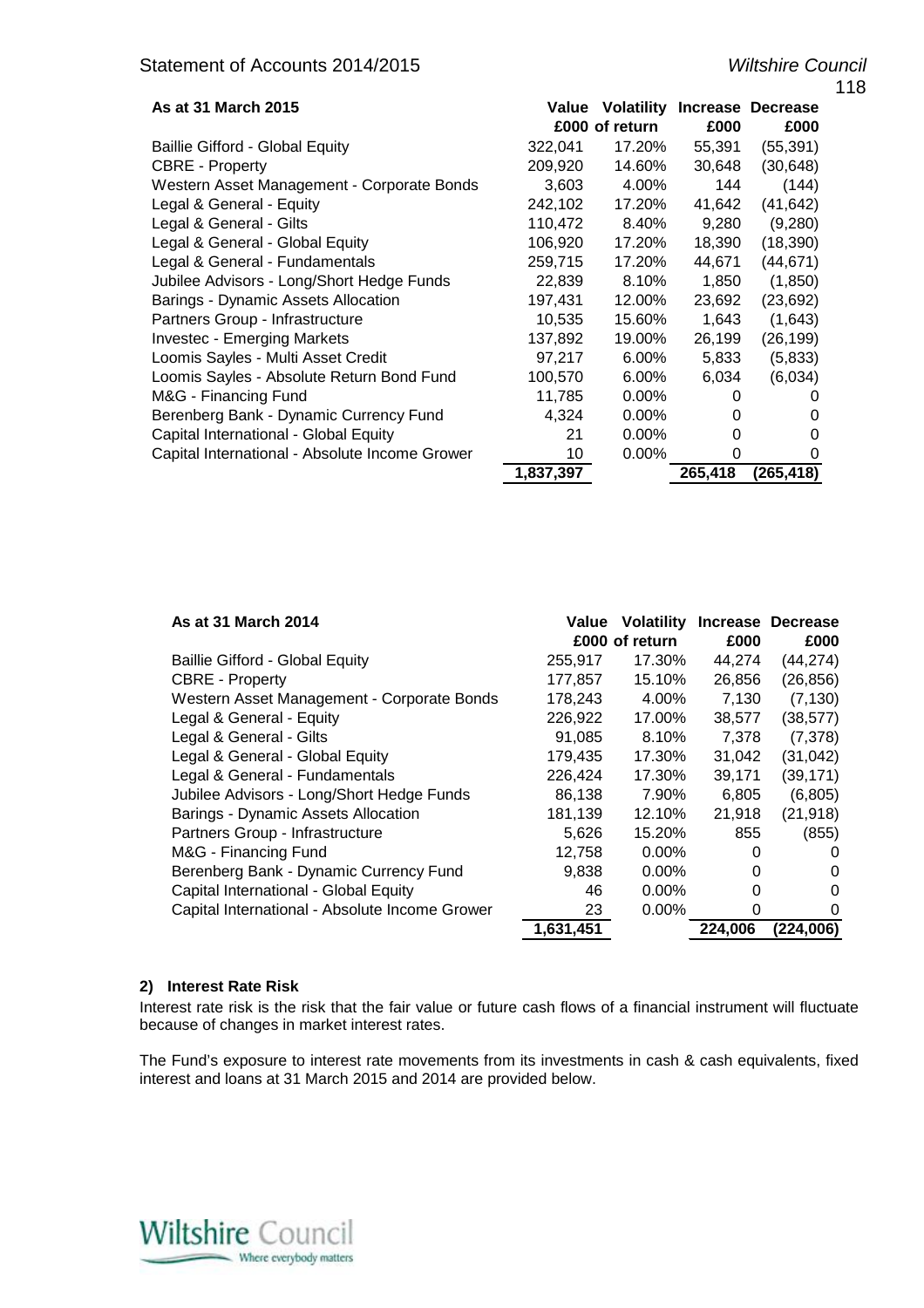| As at 31 March 2015 | Value £000 | Volatility of return | Increase £000 | Decrease £000 |
|---|---|---|---|---|
| Baillie Gifford - Global Equity | 322,041 | 17.20% | 55,391 | (55,391) |
| CBRE - Property | 209,920 | 14.60% | 30,648 | (30,648) |
| Western Asset Management - Corporate Bonds | 3,603 | 4.00% | 144 | (144) |
| Legal & General - Equity | 242,102 | 17.20% | 41,642 | (41,642) |
| Legal & General - Gilts | 110,472 | 8.40% | 9,280 | (9,280) |
| Legal & General - Global Equity | 106,920 | 17.20% | 18,390 | (18,390) |
| Legal & General - Fundamentals | 259,715 | 17.20% | 44,671 | (44,671) |
| Jubilee Advisors - Long/Short Hedge Funds | 22,839 | 8.10% | 1,850 | (1,850) |
| Barings - Dynamic Assets Allocation | 197,431 | 12.00% | 23,692 | (23,692) |
| Partners Group - Infrastructure | 10,535 | 15.60% | 1,643 | (1,643) |
| Investec - Emerging Markets | 137,892 | 19.00% | 26,199 | (26,199) |
| Loomis Sayles - Multi Asset Credit | 97,217 | 6.00% | 5,833 | (5,833) |
| Loomis Sayles - Absolute Return Bond Fund | 100,570 | 6.00% | 6,034 | (6,034) |
| M&G - Financing Fund | 11,785 | 0.00% | 0 | 0 |
| Berenberg Bank - Dynamic Currency Fund | 4,324 | 0.00% | 0 | 0 |
| Capital International - Global Equity | 21 | 0.00% | 0 | 0 |
| Capital International - Absolute Income Grower | 10 | 0.00% | 0 | 0 |
| | **1,837,397** | | **265,418** | **(265,418)** |

| As at 31 March 2014 | Value £000 | Volatility of return | Increase £000 | Decrease £000 |
|---|---|---|---|---|
| Baillie Gifford - Global Equity | 255,917 | 17.30% | 44,274 | (44,274) |
| CBRE - Property | 177,857 | 15.10% | 26,856 | (26,856) |
| Western Asset Management - Corporate Bonds | 178,243 | 4.00% | 7,130 | (7,130) |
| Legal & General - Equity | 226,922 | 17.00% | 38,577 | (38,577) |
| Legal & General - Gilts | 91,085 | 8.10% | 7,378 | (7,378) |
| Legal & General - Global Equity | 179,435 | 17.30% | 31,042 | (31,042) |
| Legal & General - Fundamentals | 226,424 | 17.30% | 39,171 | (39,171) |
| Jubilee Advisors - Long/Short Hedge Funds | 86,138 | 7.90% | 6,805 | (6,805) |
| Barings - Dynamic Assets Allocation | 181,139 | 12.10% | 21,918 | (21,918) |
| Partners Group - Infrastructure | 5,626 | 15.20% | 855 | (855) |
| M&G - Financing Fund | 12,758 | 0.00% | 0 | 0 |
| Berenberg Bank - Dynamic Currency Fund | 9,838 | 0.00% | 0 | 0 |
| Capital International - Global Equity | 46 | 0.00% | 0 | 0 |
| Capital International - Absolute Income Grower | 23 | 0.00% | 0 | 0 |
| | **1,631,451** | | **224,006** | **(224,006)** |

**2) Interest Rate Risk**

Interest rate risk is the risk that the fair value or future cash flows of a financial instrument will fluctuate because of changes in market interest rates.

The Fund's exposure to interest rate movements from its investments in cash & cash equivalents, fixed interest and loans at 31 March 2015 and 2014 are provided below.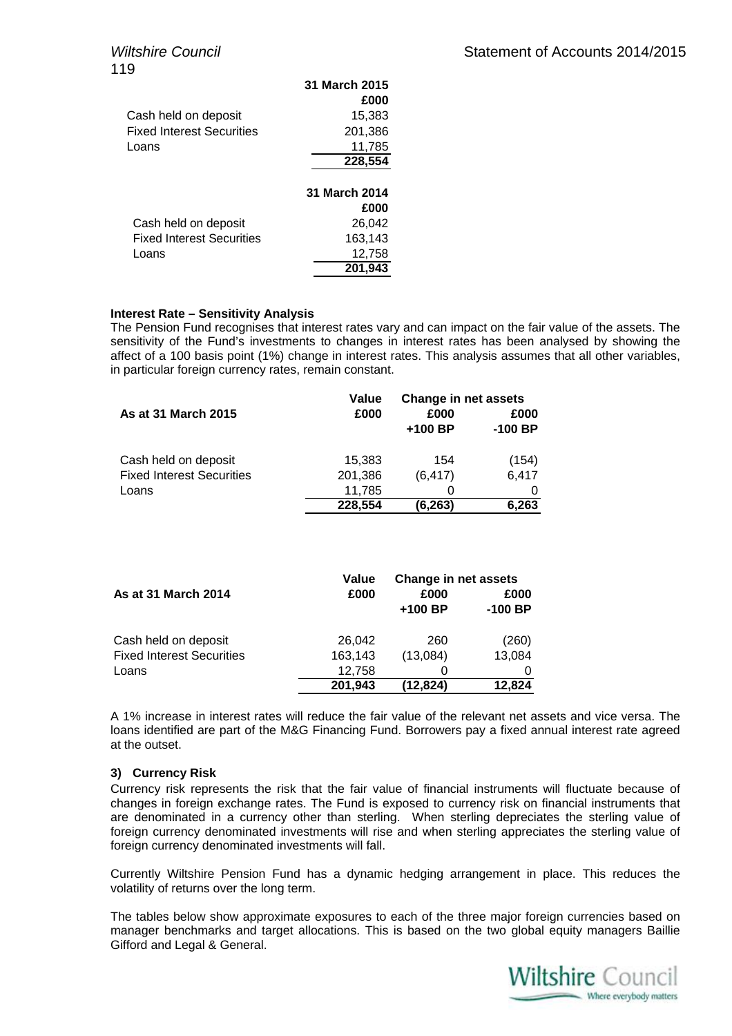| | 31 March 2015 |
|---|---|
| | £000 |
| Cash held on deposit | 15,383 |
| Fixed Interest Securities | 201,386 |
| Loans | 11,785 |
| | **228,554** |

| | 31 March 2014 |
|---|---|
| | £000 |
| Cash held on deposit | 26,042 |
| Fixed Interest Securities | 163,143 |
| Loans | 12,758 |
| | **201,943** |

**Interest Rate – Sensitivity Analysis**

The Pension Fund recognises that interest rates vary and can impact on the fair value of the assets. The sensitivity of the Fund's investments to changes in interest rates has been analysed by showing the affect of a 100 basis point (1%) change in interest rates. This analysis assumes that all other variables, in particular foreign currency rates, remain constant.

| As at 31 March 2015 | Value £000 | Change in net assets £000 +100 BP | £000 -100 BP |
|---|---|---|---|
| Cash held on deposit | 15,383 | 154 | (154) |
| Fixed Interest Securities | 201,386 | (6,417) | 6,417 |
| Loans | 11,785 | 0 | 0 |
| | **228,554** | **(6,263)** | **6,263** |

| As at 31 March 2014 | Value £000 | Change in net assets £000 +100 BP | £000 -100 BP |
|---|---|---|---|
| Cash held on deposit | 26,042 | 260 | (260) |
| Fixed Interest Securities | 163,143 | (13,084) | 13,084 |
| Loans | 12,758 | 0 | 0 |
| | **201,943** | **(12,824)** | **12,824** |

A 1% increase in interest rates will reduce the fair value of the relevant net assets and vice versa. The loans identified are part of the M&G Financing Fund. Borrowers pay a fixed annual interest rate agreed at the outset.

**3) Currency Risk**

Currency risk represents the risk that the fair value of financial instruments will fluctuate because of changes in foreign exchange rates. The Fund is exposed to currency risk on financial instruments that are denominated in a currency other than sterling. When sterling depreciates the sterling value of foreign currency denominated investments will rise and when sterling appreciates the sterling value of foreign currency denominated investments will fall.

Currently Wiltshire Pension Fund has a dynamic hedging arrangement in place. This reduces the volatility of returns over the long term.

The tables below show approximate exposures to each of the three major foreign currencies based on manager benchmarks and target allocations. This is based on the two global equity managers Baillie Gifford and Legal & General.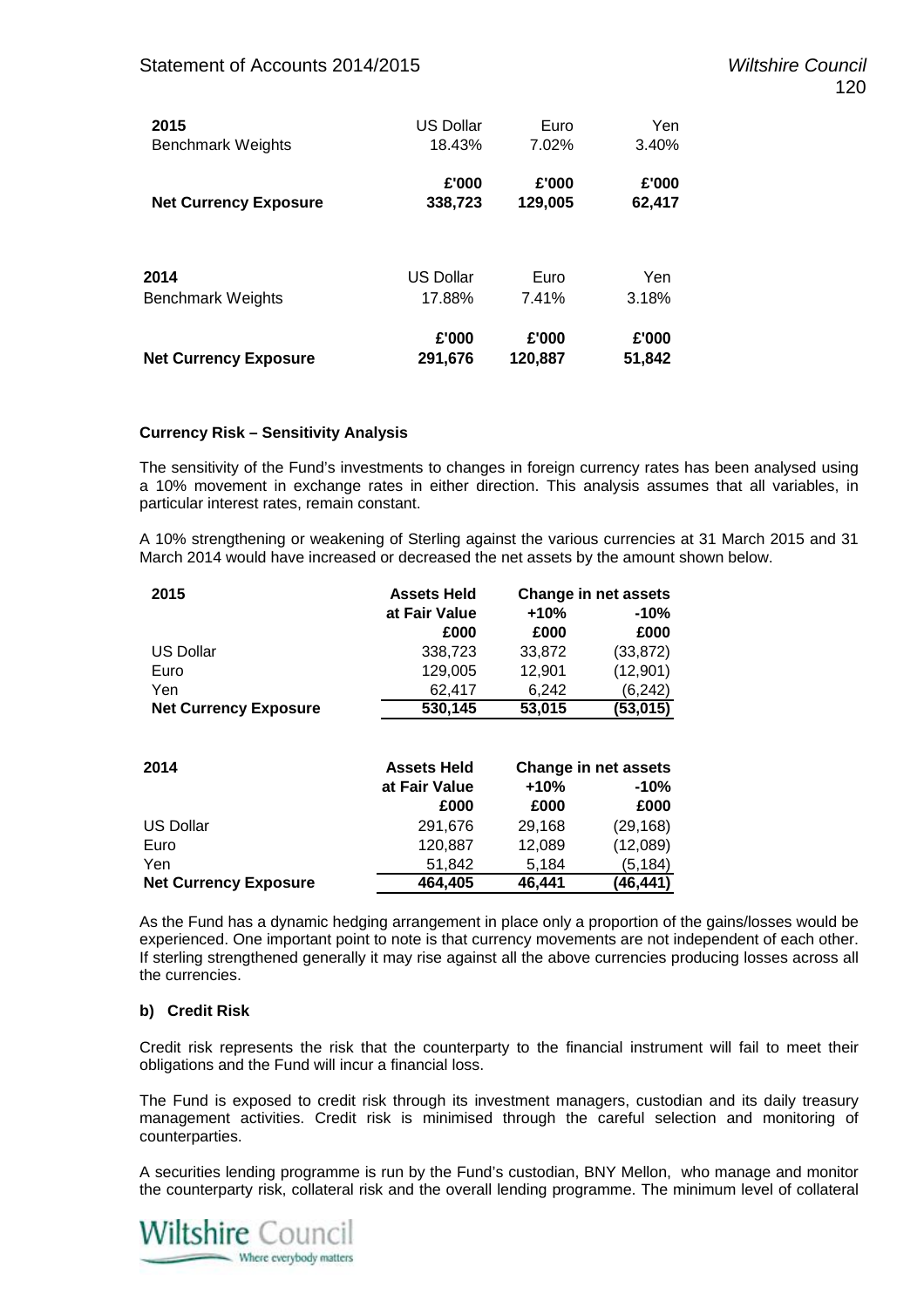| 2015 | US Dollar | Euro | Yen |
|---|---|---|---|
| Benchmark Weights | 18.43% | 7.02% | 3.40% |
| | **£'000** | **£'000** | **£'000** |
| **Net Currency Exposure** | **338,723** | **129,005** | **62,417** |

| 2014 | US Dollar | Euro | Yen |
|---|---|---|---|
| Benchmark Weights | 17.88% | 7.41% | 3.18% |
| | **£'000** | **£'000** | **£'000** |
| **Net Currency Exposure** | **291,676** | **120,887** | **51,842** |

**Currency Risk – Sensitivity Analysis**

The sensitivity of the Fund's investments to changes in foreign currency rates has been analysed using a 10% movement in exchange rates in either direction. This analysis assumes that all variables, in particular interest rates, remain constant.

A 10% strengthening or weakening of Sterling against the various currencies at 31 March 2015 and 31 March 2014 would have increased or decreased the net assets by the amount shown below.

| 2015 | Assets Held at Fair Value | Change in net assets | |
|---|---|---|---|
| | | **+10%** | **-10%** |
| | **£000** | **£000** | **£000** |
| US Dollar | 338,723 | 33,872 | (33,872) |
| Euro | 129,005 | 12,901 | (12,901) |
| Yen | 62,417 | 6,242 | (6,242) |
| **Net Currency Exposure** | **530,145** | **53,015** | **(53,015)** |

| 2014 | Assets Held at Fair Value | Change in net assets | |
|---|---|---|---|
| | | **+10%** | **-10%** |
| | **£000** | **£000** | **£000** |
| US Dollar | 291,676 | 29,168 | (29,168) |
| Euro | 120,887 | 12,089 | (12,089) |
| Yen | 51,842 | 5,184 | (5,184) |
| **Net Currency Exposure** | **464,405** | **46,441** | **(46,441)** |

As the Fund has a dynamic hedging arrangement in place only a proportion of the gains/losses would be experienced. One important point to note is that currency movements are not independent of each other. If sterling strengthened generally it may rise against all the above currencies producing losses across all the currencies.

**b) Credit Risk**

Credit risk represents the risk that the counterparty to the financial instrument will fail to meet their obligations and the Fund will incur a financial loss.

The Fund is exposed to credit risk through its investment managers, custodian and its daily treasury management activities. Credit risk is minimised through the careful selection and monitoring of counterparties.

A securities lending programme is run by the Fund's custodian, BNY Mellon, who manage and monitor the counterparty risk, collateral risk and the overall lending programme. The minimum level of collateral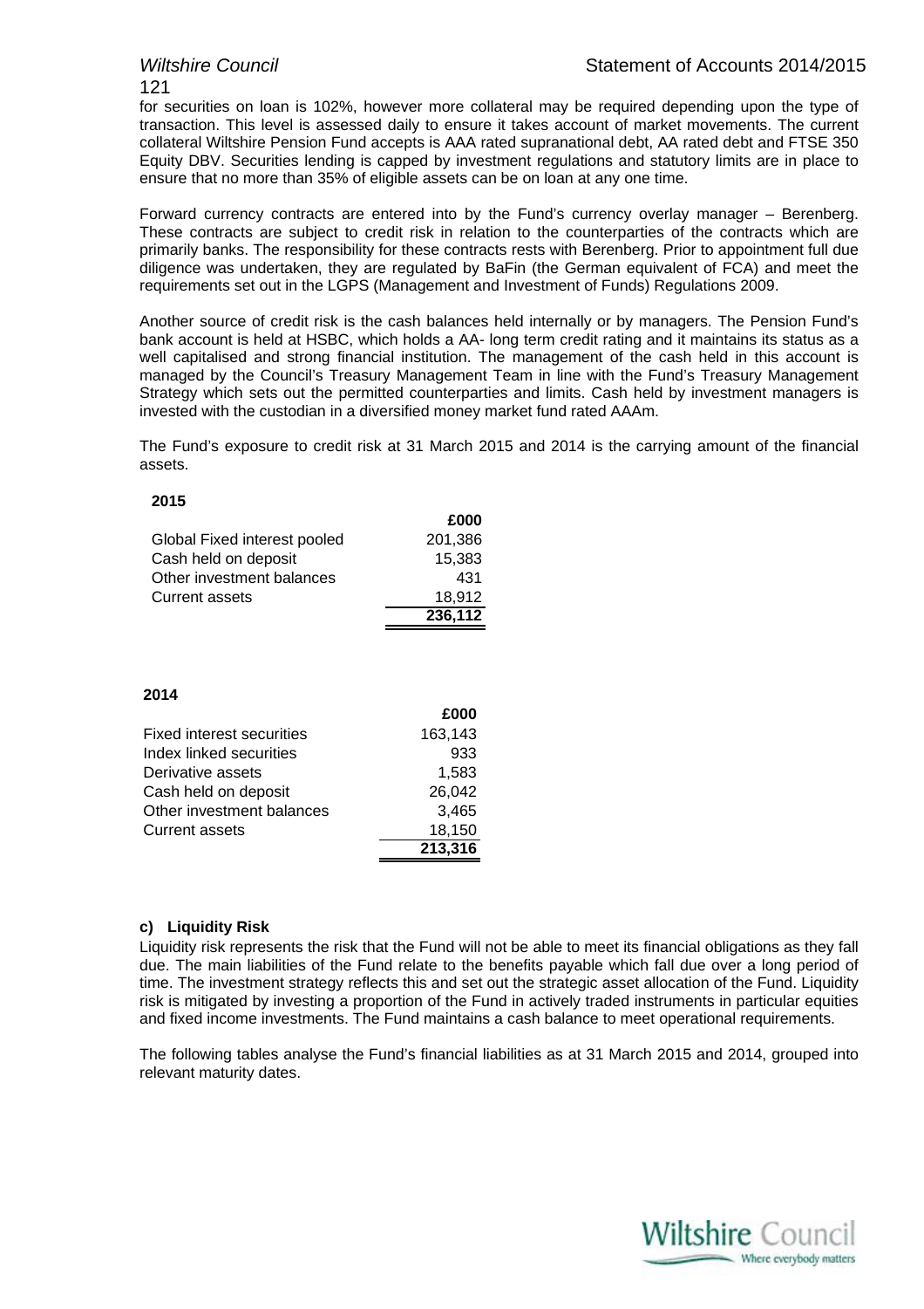for securities on loan is 102%, however more collateral may be required depending upon the type of transaction. This level is assessed daily to ensure it takes account of market movements. The current collateral Wiltshire Pension Fund accepts is AAA rated supranational debt, AA rated debt and FTSE 350 Equity DBV. Securities lending is capped by investment regulations and statutory limits are in place to ensure that no more than 35% of eligible assets can be on loan at any one time.

Forward currency contracts are entered into by the Fund's currency overlay manager – Berenberg. These contracts are subject to credit risk in relation to the counterparties of the contracts which are primarily banks. The responsibility for these contracts rests with Berenberg. Prior to appointment full due diligence was undertaken, they are regulated by BaFin (the German equivalent of FCA) and meet the requirements set out in the LGPS (Management and Investment of Funds) Regulations 2009.

Another source of credit risk is the cash balances held internally or by managers. The Pension Fund's bank account is held at HSBC, which holds a AA- long term credit rating and it maintains its status as a well capitalised and strong financial institution. The management of the cash held in this account is managed by the Council's Treasury Management Team in line with the Fund's Treasury Management Strategy which sets out the permitted counterparties and limits. Cash held by investment managers is invested with the custodian in a diversified money market fund rated AAAm.

The Fund's exposure to credit risk at 31 March 2015 and 2014 is the carrying amount of the financial assets.

**2015**

| | £000 |
|---|---|
| Global Fixed interest pooled | 201,386 |
| Cash held on deposit | 15,383 |
| Other investment balances | 431 |
| Current assets | 18,912 |
| | **236,112** |

**2014**

| | £000 |
|---|---|
| Fixed interest securities | 163,143 |
| Index linked securities | 933 |
| Derivative assets | 1,583 |
| Cash held on deposit | 26,042 |
| Other investment balances | 3,465 |
| Current assets | 18,150 |
| | **213,316** |

**c) Liquidity Risk**

Liquidity risk represents the risk that the Fund will not be able to meet its financial obligations as they fall due. The main liabilities of the Fund relate to the benefits payable which fall due over a long period of time. The investment strategy reflects this and set out the strategic asset allocation of the Fund. Liquidity risk is mitigated by investing a proportion of the Fund in actively traded instruments in particular equities and fixed income investments. The Fund maintains a cash balance to meet operational requirements.

The following tables analyse the Fund's financial liabilities as at 31 March 2015 and 2014, grouped into relevant maturity dates.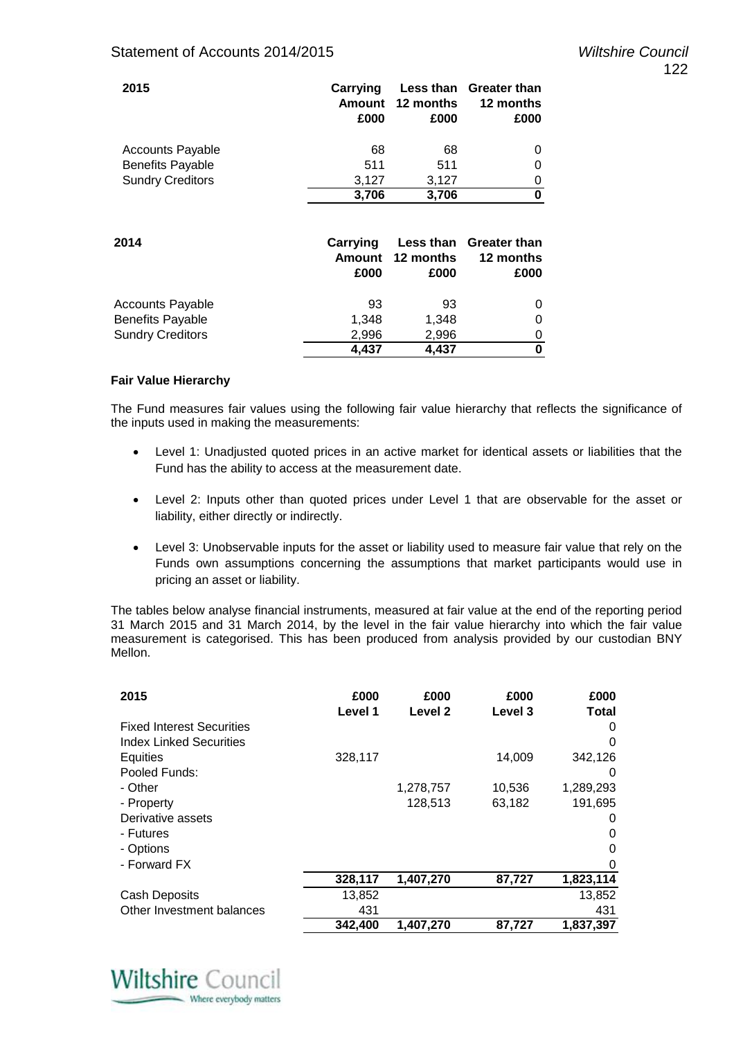| 2015 | Carrying Amount £000 | Less than 12 months £000 | Greater than 12 months £000 |
|---|---|---|---|
| Accounts Payable | 68 | 68 | 0 |
| Benefits Payable | 511 | 511 | 0 |
| Sundry Creditors | 3,127 | 3,127 | 0 |
| | **3,706** | **3,706** | **0** |

| 2014 | Carrying Amount £000 | Less than 12 months £000 | Greater than 12 months £000 |
|---|---|---|---|
| Accounts Payable | 93 | 93 | 0 |
| Benefits Payable | 1,348 | 1,348 | 0 |
| Sundry Creditors | 2,996 | 2,996 | 0 |
| | **4,437** | **4,437** | **0** |

**Fair Value Hierarchy**

The Fund measures fair values using the following fair value hierarchy that reflects the significance of the inputs used in making the measurements:

- Level 1: Unadjusted quoted prices in an active market for identical assets or liabilities that the Fund has the ability to access at the measurement date.
- Level 2: Inputs other than quoted prices under Level 1 that are observable for the asset or liability, either directly or indirectly.
- Level 3: Unobservable inputs for the asset or liability used to measure fair value that rely on the Funds own assumptions concerning the assumptions that market participants would use in pricing an asset or liability.

The tables below analyse financial instruments, measured at fair value at the end of the reporting period 31 March 2015 and 31 March 2014, by the level in the fair value hierarchy into which the fair value measurement is categorised. This has been produced from analysis provided by our custodian BNY Mellon.

| 2015 | £000 Level 1 | £000 Level 2 | £000 Level 3 | £000 Total |
|---|---|---|---|---|
| Fixed Interest Securities | | | | 0 |
| Index Linked Securities | | | | 0 |
| Equities | 328,117 | | 14,009 | 342,126 |
| Pooled Funds: | | | | 0 |
| - Other | | 1,278,757 | 10,536 | 1,289,293 |
| - Property | | 128,513 | 63,182 | 191,695 |
| Derivative assets | | | | 0 |
| - Futures | | | | 0 |
| - Options | | | | 0 |
| - Forward FX | | | | 0 |
| | **328,117** | **1,407,270** | **87,727** | **1,823,114** |
| Cash Deposits | 13,852 | | | 13,852 |
| Other Investment balances | 431 | | | 431 |
| | **342,400** | **1,407,270** | **87,727** | **1,837,397** |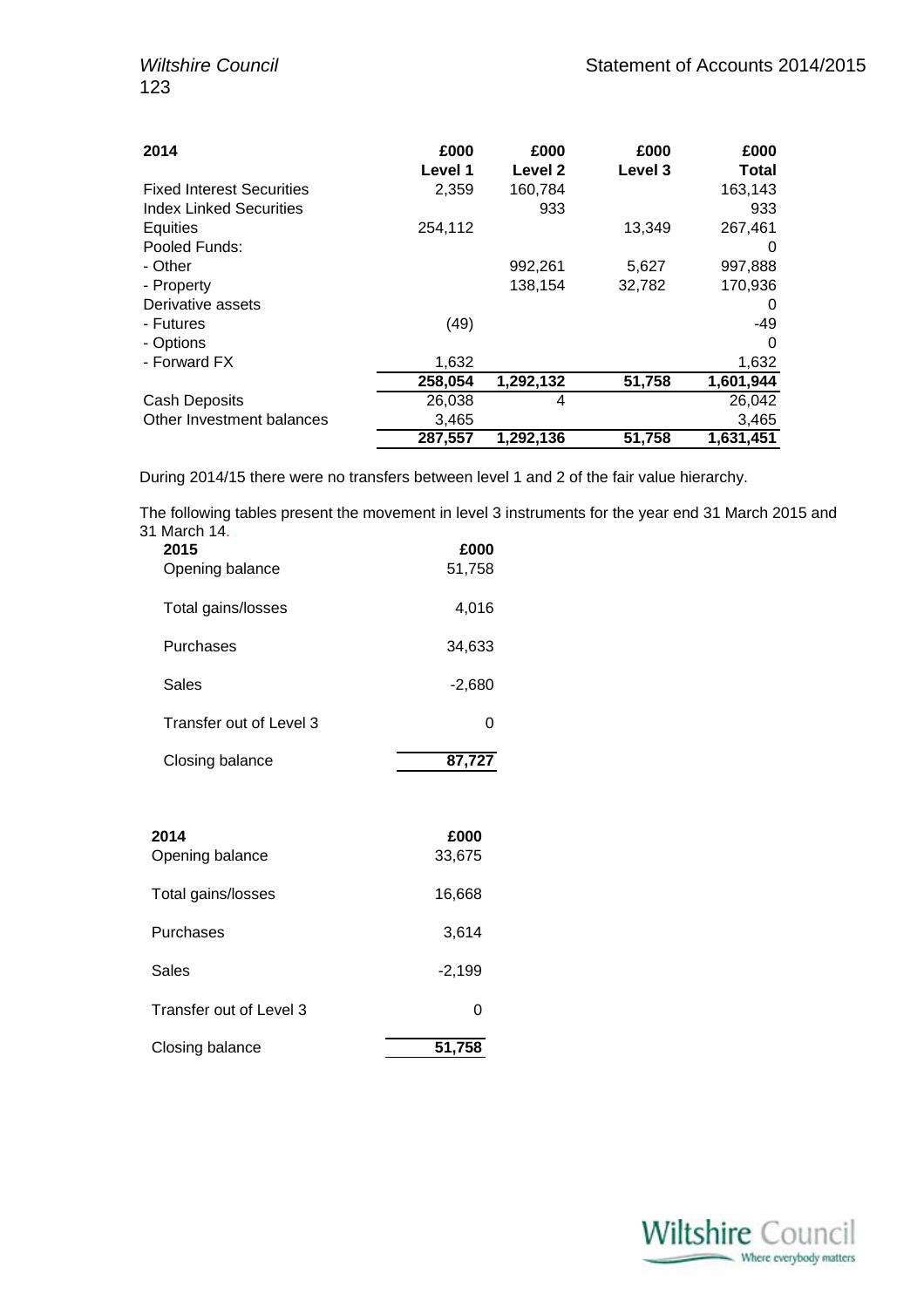| 2014 | £000<br>Level 1 | £000<br>Level 2 | £000<br>Level 3 | £000<br>Total |
|---|---|---|---|---|
| Fixed Interest Securities | 2,359 | 160,784 | | 163,143 |
| Index Linked Securities | | 933 | | 933 |
| Equities | 254,112 | | 13,349 | 267,461 |
| Pooled Funds: | | | | 0 |
| - Other | | 992,261 | 5,627 | 997,888 |
| - Property | | 138,154 | 32,782 | 170,936 |
| Derivative assets | | | | 0 |
| - Futures | (49) | | | -49 |
| - Options | | | | 0 |
| - Forward FX | 1,632 | | | 1,632 |
| | **258,054** | **1,292,132** | **51,758** | **1,601,944** |
| Cash Deposits | 26,038 | 4 | | 26,042 |
| Other Investment balances | 3,465 | | | 3,465 |
| | **287,557** | **1,292,136** | **51,758** | **1,631,451** |

During 2014/15 there were no transfers between level 1 and 2 of the fair value hierarchy.

The following tables present the movement in level 3 instruments for the year end 31 March 2015 and 31 March 14.

| 2015 | £000 |
|---|---|
| Opening balance | 51,758 |
| Total gains/losses | 4,016 |
| Purchases | 34,633 |
| Sales | -2,680 |
| Transfer out of Level 3 | 0 |
| Closing balance | **87,727** |

| 2014 | £000 |
|---|---|
| Opening balance | 33,675 |
| Total gains/losses | 16,668 |
| Purchases | 3,614 |
| Sales | -2,199 |
| Transfer out of Level 3 | 0 |
| Closing balance | **51,758** |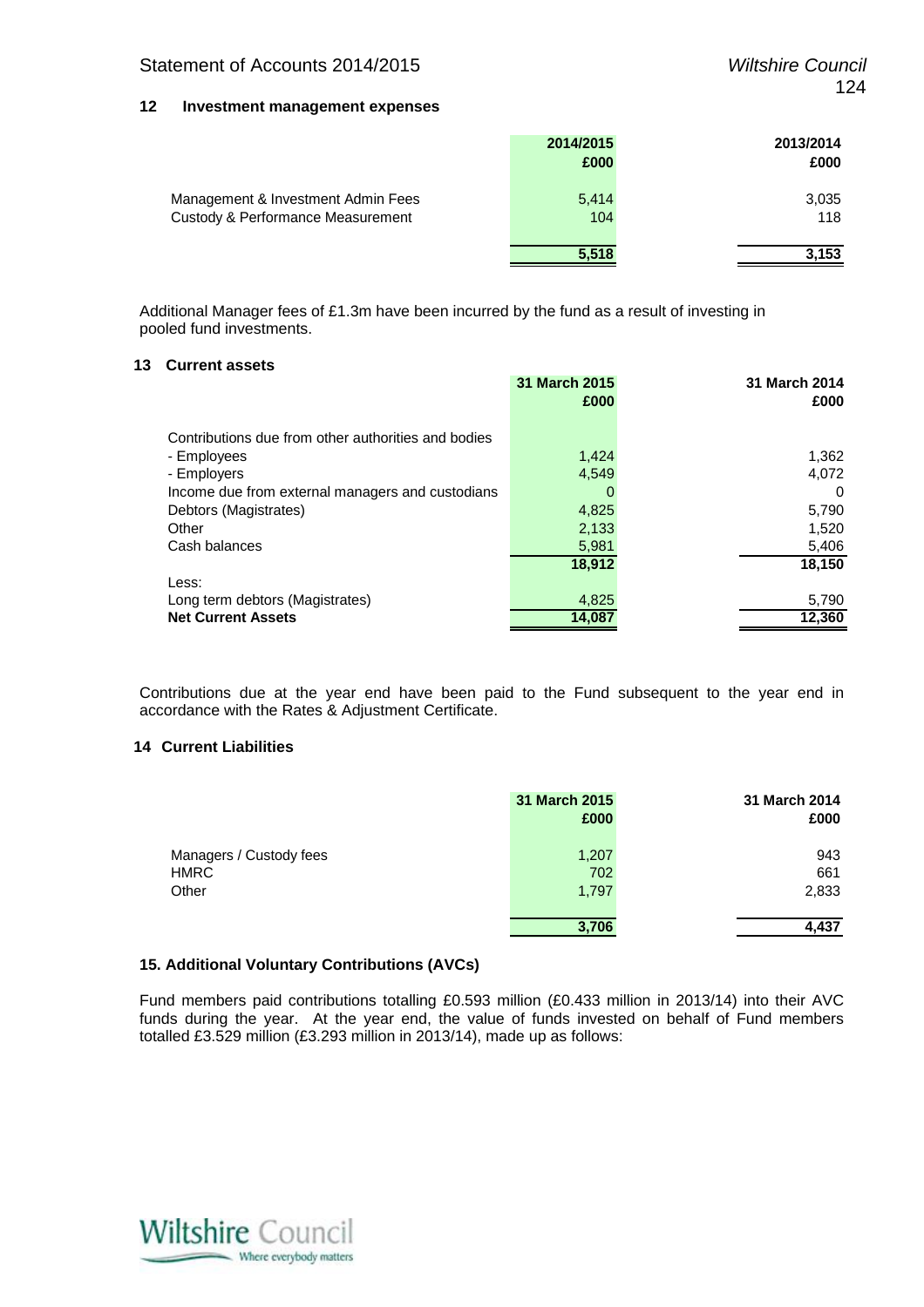## 12 Investment management expenses

| | 2014/2015 £000 | 2013/2014 £000 |
|---|---|---|
| Management & Investment Admin Fees | 5,414 | 3,035 |
| Custody & Performance Measurement | 104 | 118 |
| | **5,518** | **3,153** |

Additional Manager fees of £1.3m have been incurred by the fund as a result of investing in pooled fund investments.

## 13 Current assets

| | 31 March 2015 £000 | 31 March 2014 £000 |
|---|---|---|
| Contributions due from other authorities and bodies | | |
| - Employees | 1,424 | 1,362 |
| - Employers | 4,549 | 4,072 |
| Income due from external managers and custodians | 0 | 0 |
| Debtors (Magistrates) | 4,825 | 5,790 |
| Other | 2,133 | 1,520 |
| Cash balances | 5,981 | 5,406 |
| | **18,912** | **18,150** |
| Less: | | |
| Long term debtors (Magistrates) | 4,825 | 5,790 |
| **Net Current Assets** | **14,087** | **12,360** |

Contributions due at the year end have been paid to the Fund subsequent to the year end in accordance with the Rates & Adjustment Certificate.

## 14 Current Liabilities

| | 31 March 2015 £000 | 31 March 2014 £000 |
|---|---|---|
| Managers / Custody fees | 1,207 | 943 |
| HMRC | 702 | 661 |
| Other | 1,797 | 2,833 |
| | **3,706** | **4,437** |

## 15. Additional Voluntary Contributions (AVCs)

Fund members paid contributions totalling £0.593 million (£0.433 million in 2013/14) into their AVC funds during the year. At the year end, the value of funds invested on behalf of Fund members totalled £3.529 million (£3.293 million in 2013/14), made up as follows: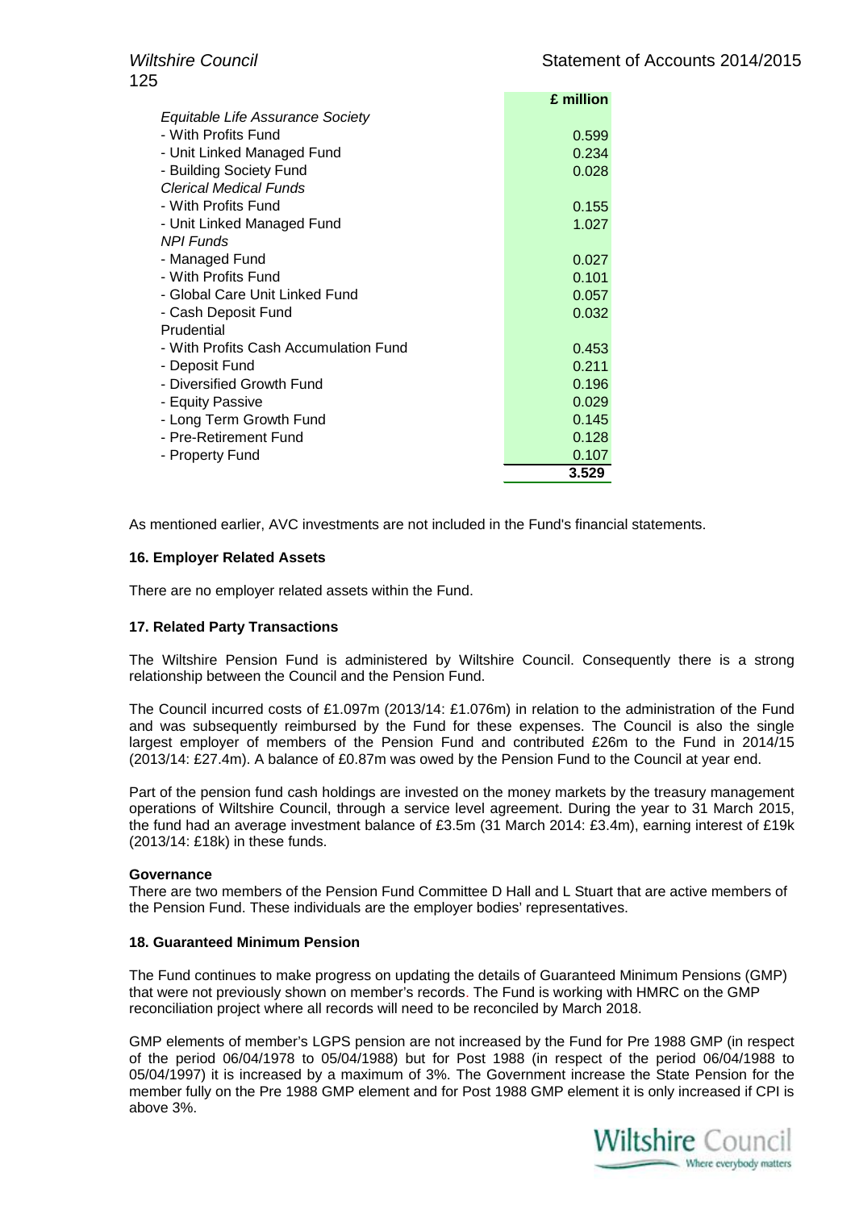| | £ million |
|---|---|
| *Equitable Life Assurance Society* | |
| - With Profits Fund | 0.599 |
| - Unit Linked Managed Fund | 0.234 |
| - Building Society Fund | 0.028 |
| *Clerical Medical Funds* | |
| - With Profits Fund | 0.155 |
| - Unit Linked Managed Fund | 1.027 |
| *NPI Funds* | |
| - Managed Fund | 0.027 |
| - With Profits Fund | 0.101 |
| - Global Care Unit Linked Fund | 0.057 |
| - Cash Deposit Fund | 0.032 |
| Prudential | |
| - With Profits Cash Accumulation Fund | 0.453 |
| - Deposit Fund | 0.211 |
| - Diversified Growth Fund | 0.196 |
| - Equity Passive | 0.029 |
| - Long Term Growth Fund | 0.145 |
| - Pre-Retirement Fund | 0.128 |
| - Property Fund | 0.107 |
| | **3.529** |

As mentioned earlier, AVC investments are not included in the Fund's financial statements.

**16. Employer Related Assets**

There are no employer related assets within the Fund.

**17. Related Party Transactions**

The Wiltshire Pension Fund is administered by Wiltshire Council. Consequently there is a strong relationship between the Council and the Pension Fund.

The Council incurred costs of £1.097m (2013/14: £1.076m) in relation to the administration of the Fund and was subsequently reimbursed by the Fund for these expenses. The Council is also the single largest employer of members of the Pension Fund and contributed £26m to the Fund in 2014/15 (2013/14: £27.4m). A balance of £0.87m was owed by the Pension Fund to the Council at year end.

Part of the pension fund cash holdings are invested on the money markets by the treasury management operations of Wiltshire Council, through a service level agreement. During the year to 31 March 2015, the fund had an average investment balance of £3.5m (31 March 2014: £3.4m), earning interest of £19k (2013/14: £18k) in these funds.

**Governance**

There are two members of the Pension Fund Committee D Hall and L Stuart that are active members of the Pension Fund. These individuals are the employer bodies' representatives.

**18. Guaranteed Minimum Pension**

The Fund continues to make progress on updating the details of Guaranteed Minimum Pensions (GMP) that were not previously shown on member's records. The Fund is working with HMRC on the GMP reconciliation project where all records will need to be reconciled by March 2018.

GMP elements of member's LGPS pension are not increased by the Fund for Pre 1988 GMP (in respect of the period 06/04/1978 to 05/04/1988) but for Post 1988 (in respect of the period 06/04/1988 to 05/04/1997) it is increased by a maximum of 3%. The Government increase the State Pension for the member fully on the Pre 1988 GMP element and for Post 1988 GMP element it is only increased if CPI is above 3%.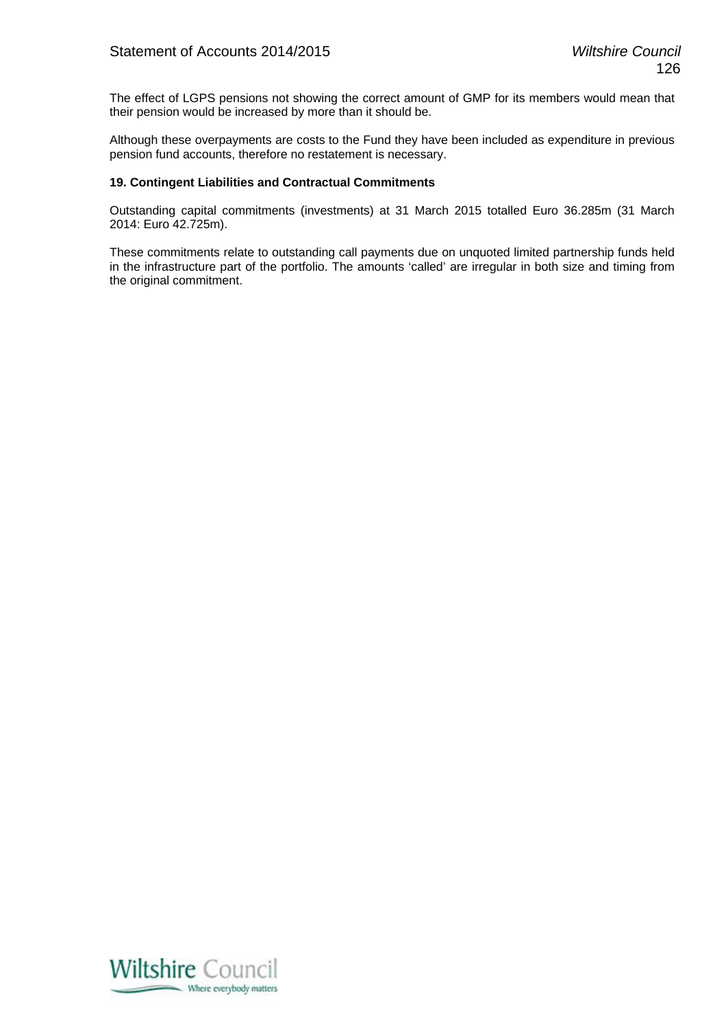The effect of LGPS pensions not showing the correct amount of GMP for its members would mean that their pension would be increased by more than it should be.

Although these overpayments are costs to the Fund they have been included as expenditure in previous pension fund accounts, therefore no restatement is necessary.

**19. Contingent Liabilities and Contractual Commitments**

Outstanding capital commitments (investments) at 31 March 2015 totalled Euro 36.285m (31 March 2014: Euro 42.725m).

These commitments relate to outstanding call payments due on unquoted limited partnership funds held in the infrastructure part of the portfolio. The amounts 'called' are irregular in both size and timing from the original commitment.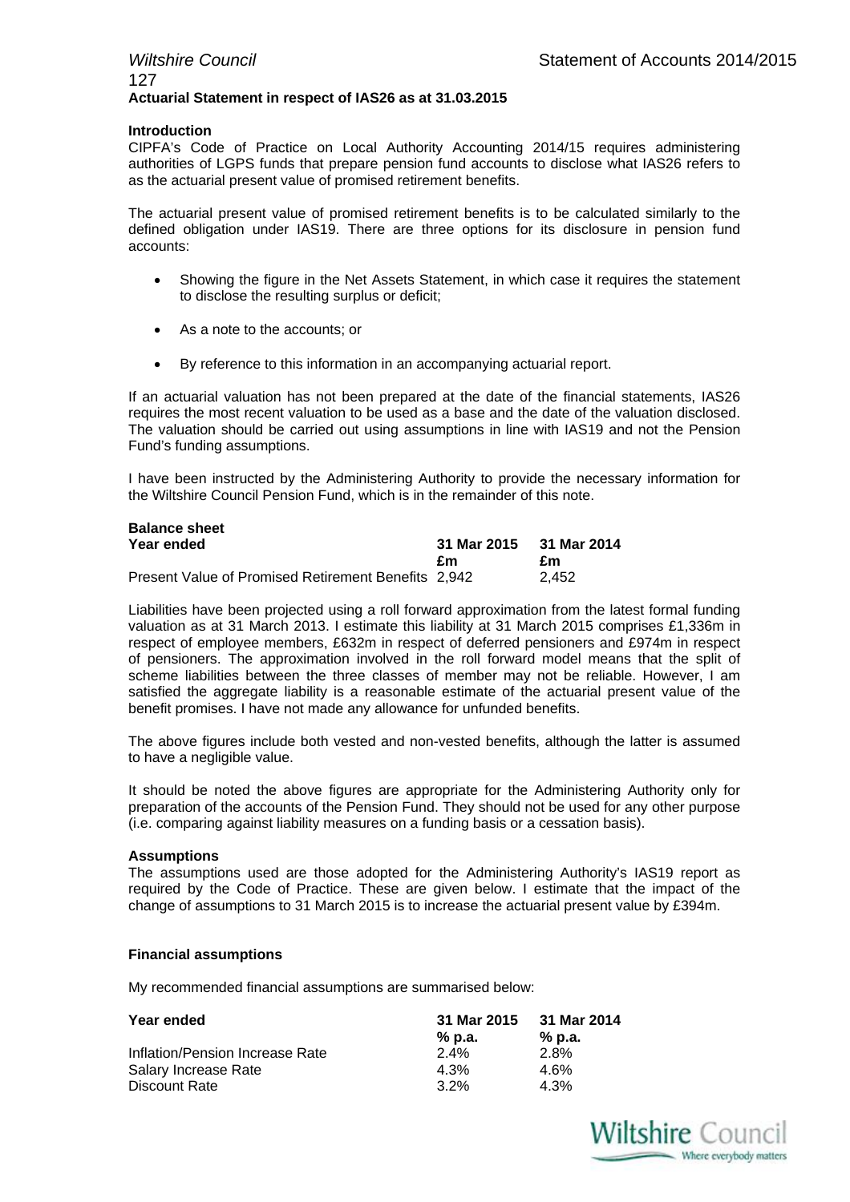## Actuarial Statement in respect of IAS26 as at 31.03.2015

### Introduction

CIPFA's Code of Practice on Local Authority Accounting 2014/15 requires administering authorities of LGPS funds that prepare pension fund accounts to disclose what IAS26 refers to as the actuarial present value of promised retirement benefits.

The actuarial present value of promised retirement benefits is to be calculated similarly to the defined obligation under IAS19. There are three options for its disclosure in pension fund accounts:

- Showing the figure in the Net Assets Statement, in which case it requires the statement to disclose the resulting surplus or deficit;
- As a note to the accounts; or
- By reference to this information in an accompanying actuarial report.

If an actuarial valuation has not been prepared at the date of the financial statements, IAS26 requires the most recent valuation to be used as a base and the date of the valuation disclosed. The valuation should be carried out using assumptions in line with IAS19 and not the Pension Fund's funding assumptions.

I have been instructed by the Administering Authority to provide the necessary information for the Wiltshire Council Pension Fund, which is in the remainder of this note.

### Balance sheet

| Year ended | 31 Mar 2015 | 31 Mar 2014 |
|---|---|---|
| | £m | £m |
| Present Value of Promised Retirement Benefits | 2,942 | 2,452 |

Liabilities have been projected using a roll forward approximation from the latest formal funding valuation as at 31 March 2013. I estimate this liability at 31 March 2015 comprises £1,336m in respect of employee members, £632m in respect of deferred pensioners and £974m in respect of pensioners. The approximation involved in the roll forward model means that the split of scheme liabilities between the three classes of member may not be reliable. However, I am satisfied the aggregate liability is a reasonable estimate of the actuarial present value of the benefit promises. I have not made any allowance for unfunded benefits.

The above figures include both vested and non-vested benefits, although the latter is assumed to have a negligible value.

It should be noted the above figures are appropriate for the Administering Authority only for preparation of the accounts of the Pension Fund. They should not be used for any other purpose (i.e. comparing against liability measures on a funding basis or a cessation basis).

### Assumptions

The assumptions used are those adopted for the Administering Authority's IAS19 report as required by the Code of Practice. These are given below. I estimate that the impact of the change of assumptions to 31 March 2015 is to increase the actuarial present value by £394m.

### Financial assumptions

My recommended financial assumptions are summarised below:

| Year ended | 31 Mar 2015 | 31 Mar 2014 |
|---|---|---|
| | % p.a. | % p.a. |
| Inflation/Pension Increase Rate | 2.4% | 2.8% |
| Salary Increase Rate | 4.3% | 4.6% |
| Discount Rate | 3.2% | 4.3% |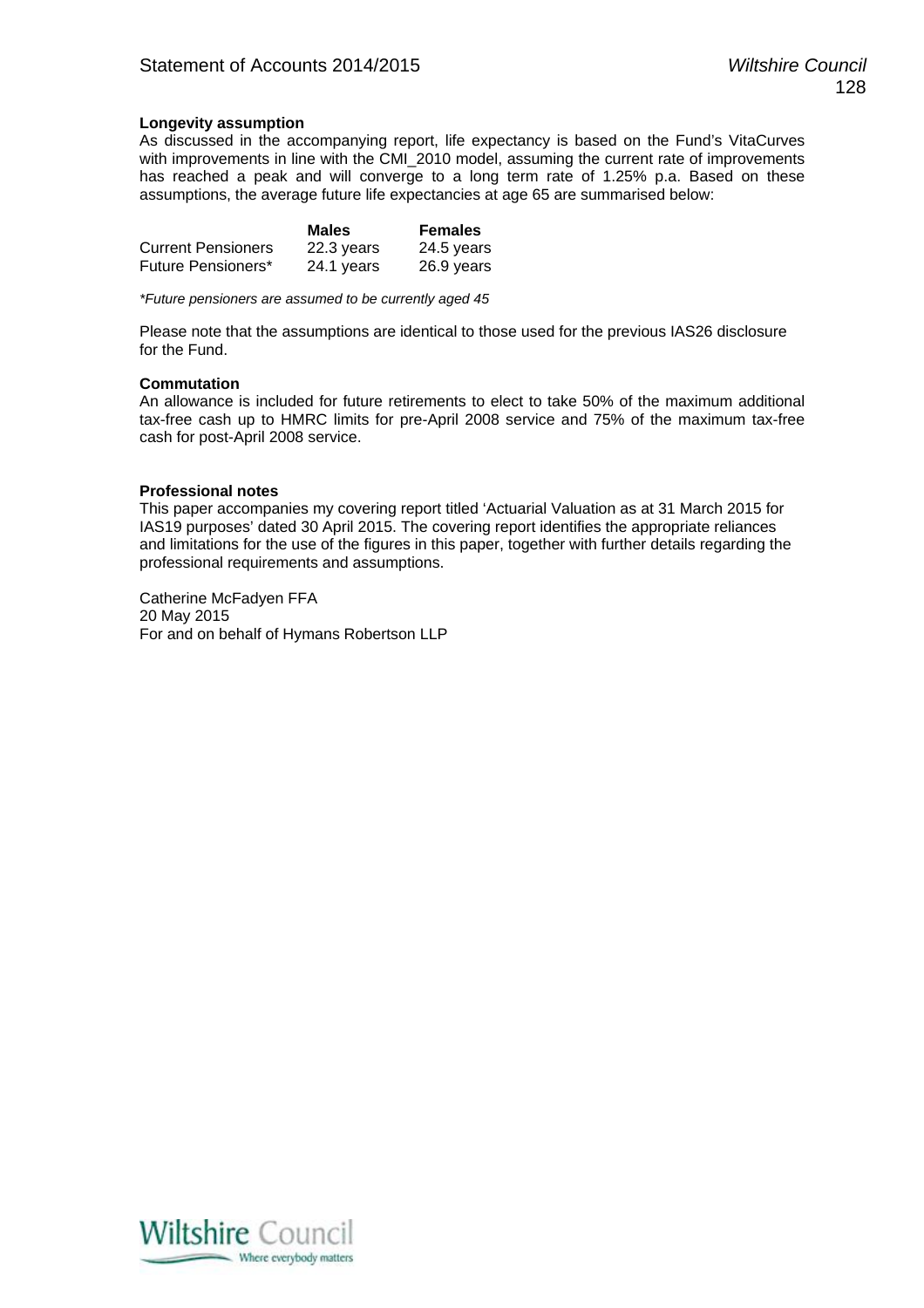**Longevity assumption**

As discussed in the accompanying report, life expectancy is based on the Fund's VitaCurves with improvements in line with the CMI_2010 model, assuming the current rate of improvements has reached a peak and will converge to a long term rate of 1.25% p.a. Based on these assumptions, the average future life expectancies at age 65 are summarised below:

| | Males | Females |
|---|---|---|
| Current Pensioners | 22.3 years | 24.5 years |
| Future Pensioners* | 24.1 years | 26.9 years |

*\*Future pensioners are assumed to be currently aged 45*

Please note that the assumptions are identical to those used for the previous IAS26 disclosure for the Fund.

**Commutation**

An allowance is included for future retirements to elect to take 50% of the maximum additional tax-free cash up to HMRC limits for pre-April 2008 service and 75% of the maximum tax-free cash for post-April 2008 service.

**Professional notes**

This paper accompanies my covering report titled 'Actuarial Valuation as at 31 March 2015 for IAS19 purposes' dated 30 April 2015. The covering report identifies the appropriate reliances and limitations for the use of the figures in this paper, together with further details regarding the professional requirements and assumptions.

Catherine McFadyen FFA
20 May 2015
For and on behalf of Hymans Robertson LLP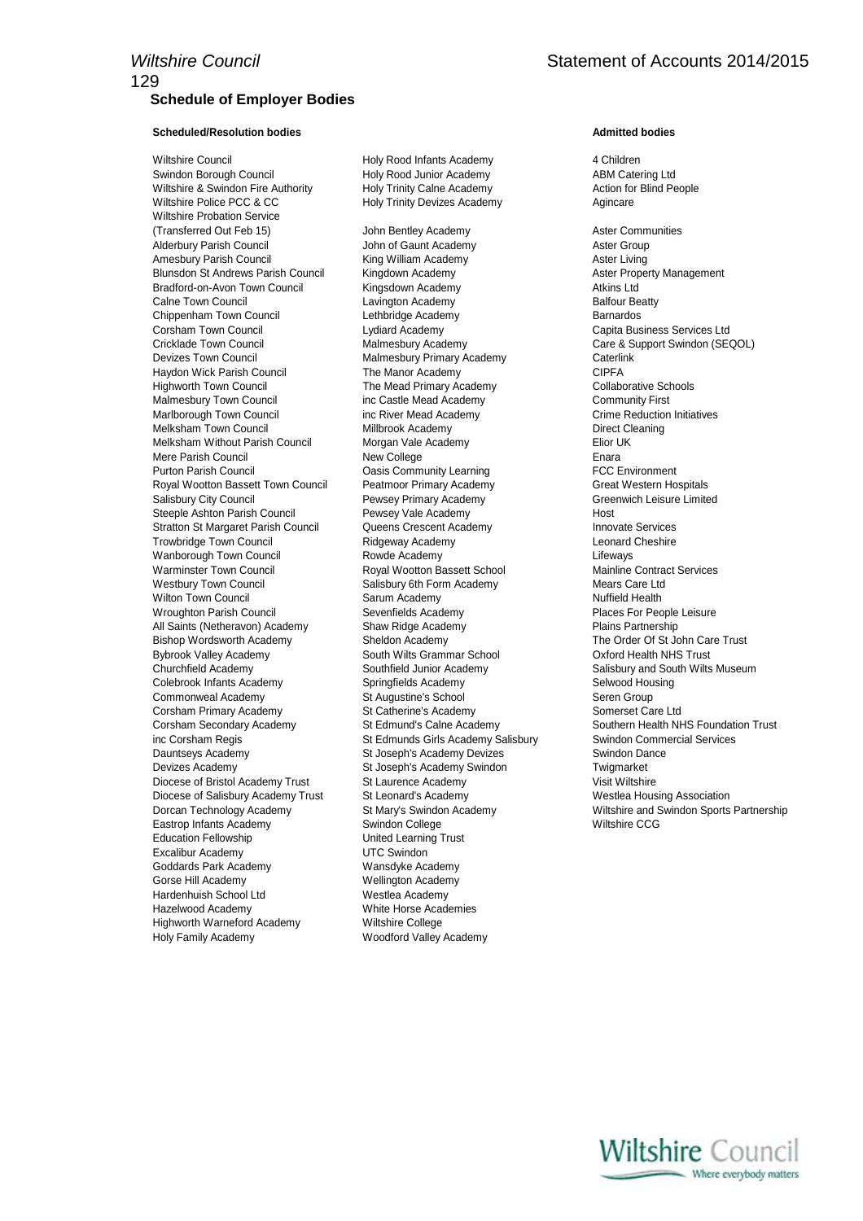## Schedule of Employer Bodies

### Scheduled/Resolution bodies

Wiltshire Council
Swindon Borough Council
Wiltshire & Swindon Fire Authority
Wiltshire Police PCC & CC
Wiltshire Probation Service (Transferred Out Feb 15)
Alderbury Parish Council
Amesbury Parish Council
Blunsdon St Andrews Parish Council
Bradford-on-Avon Town Council
Calne Town Council
Chippenham Town Council
Corsham Town Council
Cricklade Town Council
Devizes Town Council
Haydon Wick Parish Council
Highworth Town Council
Malmesbury Town Council
Marlborough Town Council
Melksham Town Council
Melksham Without Parish Council
Mere Parish Council
Purton Parish Council
Royal Wootton Bassett Town Council
Salisbury City Council
Steeple Ashton Parish Council
Stratton St Margaret Parish Council
Trowbridge Town Council
Wanborough Town Council
Warminster Town Council
Westbury Town Council
Wilton Town Council
Wroughton Parish Council
All Saints (Netheravon) Academy
Bishop Wordsworth Academy
Bybrook Valley Academy
Churchfield Academy
Colebrook Infants Academy
Commonweal Academy
Corsham Primary Academy
Corsham Secondary Academy
inc Corsham Regis
Dauntseys Academy
Devizes Academy
Diocese of Bristol Academy Trust
Diocese of Salisbury Academy Trust
Dorcan Technology Academy
Eastrop Infants Academy
Education Fellowship
Excalibur Academy
Goddards Park Academy
Gorse Hill Academy
Hardenhuish School Ltd
Hazelwood Academy
Highworth Warneford Academy
Holy Family Academy
Holy Rood Infants Academy
Holy Rood Junior Academy
Holy Trinity Calne Academy
Holy Trinity Devizes Academy

John Bentley Academy
John of Gaunt Academy
King William Academy
Kingdown Academy
Kingsdown Academy
Lavington Academy
Lethbridge Academy
Lydiard Academy
Malmesbury Academy
Malmesbury Primary Academy
The Manor Academy
The Mead Primary Academy
inc Castle Mead Academy
inc River Mead Academy
Millbrook Academy
Morgan Vale Academy
New College
Oasis Community Learning
Peatmoor Primary Academy
Pewsey Primary Academy
Pewsey Vale Academy
Queens Crescent Academy
Ridgeway Academy
Rowde Academy
Royal Wootton Bassett School
Salisbury 6th Form Academy
Sarum Academy
Sevenfields Academy
Shaw Ridge Academy
Sheldon Academy
South Wilts Grammar School
Southfield Junior Academy
Springfields Academy
St Augustine's School
St Catherine's Academy
St Edmund's Calne Academy
St Edmunds Girls Academy Salisbury
St Joseph's Academy Devizes
St Joseph's Academy Swindon
St Laurence Academy
St Leonard's Academy
St Mary's Swindon Academy
Swindon College
United Learning Trust
UTC Swindon
Wansdyke Academy
Wellington Academy
Westlea Academy
White Horse Academies
Wiltshire College
Woodford Valley Academy

### Admitted bodies

4 Children
ABM Catering Ltd
Action for Blind People
Agincare

Aster Communities
Aster Group
Aster Living
Aster Property Management
Atkins Ltd
Balfour Beatty
Barnardos
Capita Business Services Ltd
Care & Support Swindon (SEQOL)
Caterlink
CIPFA
Collaborative Schools
Community First
Crime Reduction Initiatives
Direct Cleaning
Elior UK
Enara
FCC Environment
Great Western Hospitals
Greenwich Leisure Limited
Host
Innovate Services
Leonard Cheshire
Lifeways
Mainline Contract Services
Mears Care Ltd
Nuffield Health
Places For People Leisure
Plains Partnership
The Order Of St John Care Trust
Oxford Health NHS Trust
Salisbury and South Wilts Museum
Selwood Housing
Seren Group
Somerset Care Ltd
Southern Health NHS Foundation Trust
Swindon Commercial Services
Swindon Dance
Twigmarket
Visit Wiltshire
Westlea Housing Association
Wiltshire and Swindon Sports Partnership
Wiltshire CCG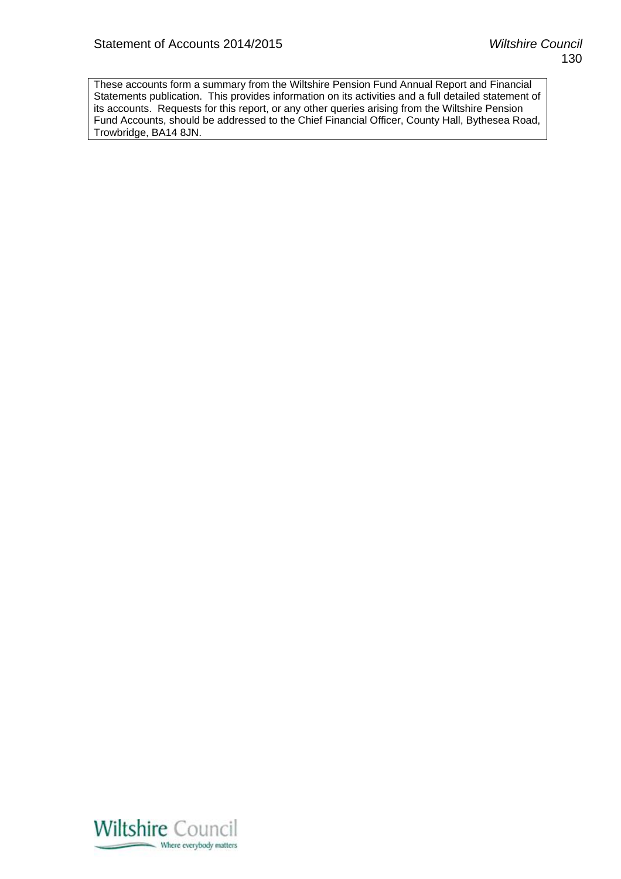These accounts form a summary from the Wiltshire Pension Fund Annual Report and Financial Statements publication. This provides information on its activities and a full detailed statement of its accounts. Requests for this report, or any other queries arising from the Wiltshire Pension Fund Accounts, should be addressed to the Chief Financial Officer, County Hall, Bythesea Road, Trowbridge, BA14 8JN.

Wiltshire Council

Where everybody matters